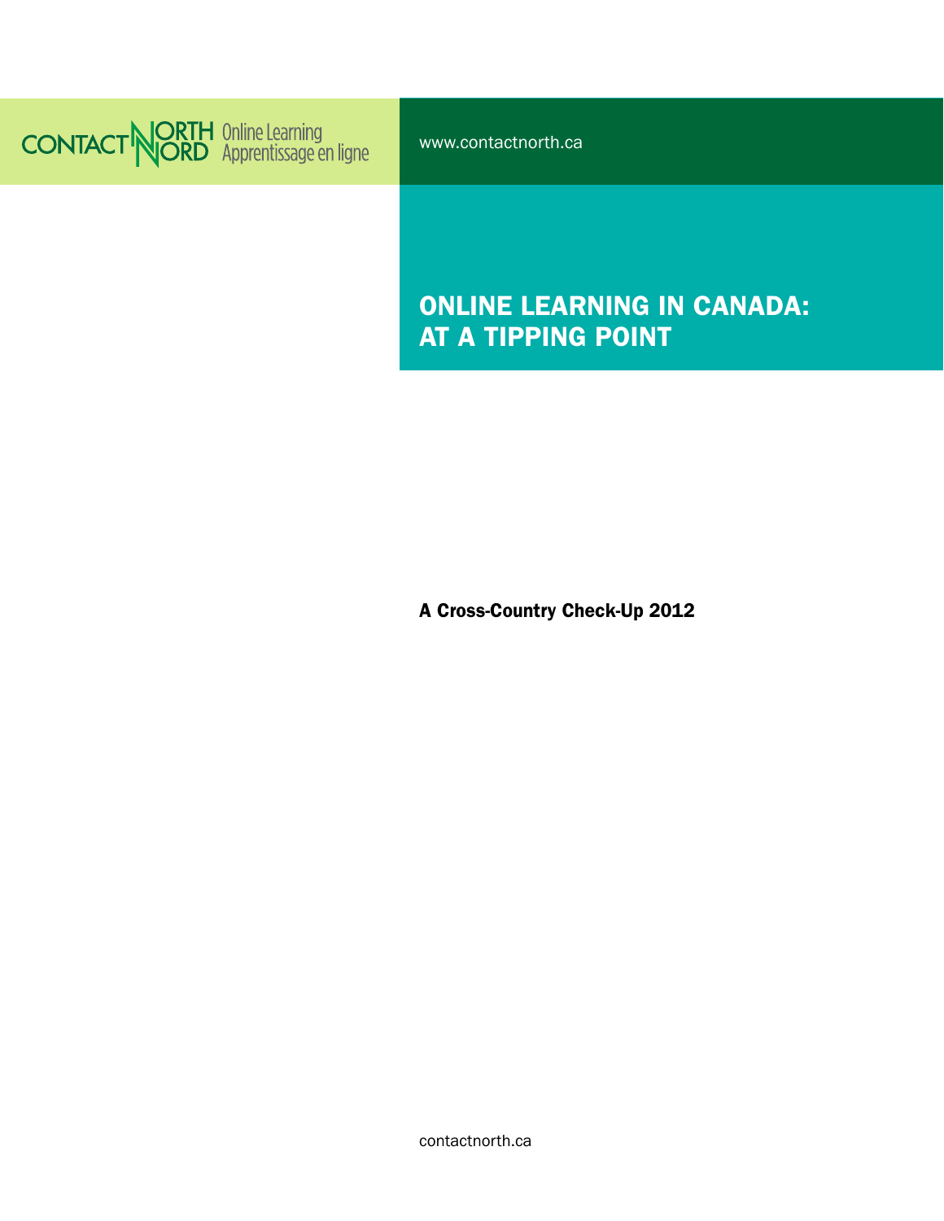CONTACT NORTH | NORD Online Learning | Apprentissage en ligne

www.contactnorth.ca

# ONLINE LEARNING IN CANADA: AT A TIPPING POINT

**A Cross-Country Check-Up 2012**

contactnorth.ca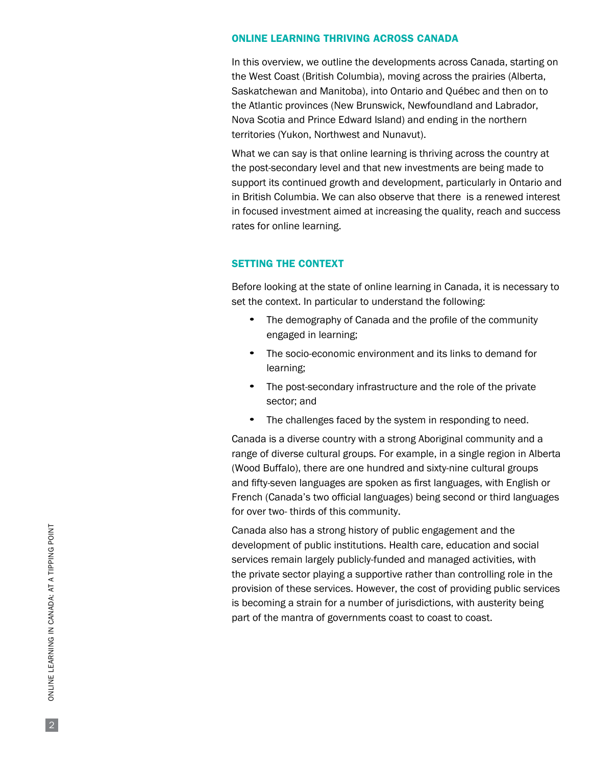## ONLINE LEARNING THRIVING ACROSS CANADA

In this overview, we outline the developments across Canada, starting on the West Coast (British Columbia), moving across the prairies (Alberta, Saskatchewan and Manitoba), into Ontario and Québec and then on to the Atlantic provinces (New Brunswick, Newfoundland and Labrador, Nova Scotia and Prince Edward Island) and ending in the northern territories (Yukon, Northwest and Nunavut).

What we can say is that online learning is thriving across the country at the post-secondary level and that new investments are being made to support its continued growth and development, particularly in Ontario and in British Columbia. We can also observe that there is a renewed interest in focused investment aimed at increasing the quality, reach and success rates for online learning.

## SETTING THE CONTEXT

Before looking at the state of online learning in Canada, it is necessary to set the context. In particular to understand the following:

- The demography of Canada and the profile of the community engaged in learning;
- The socio-economic environment and its links to demand for learning;
- The post-secondary infrastructure and the role of the private sector; and
- The challenges faced by the system in responding to need.

Canada is a diverse country with a strong Aboriginal community and a range of diverse cultural groups. For example, in a single region in Alberta (Wood Buffalo), there are one hundred and sixty-nine cultural groups and fifty-seven languages are spoken as first languages, with English or French (Canada's two official languages) being second or third languages for over two- thirds of this community.

Canada also has a strong history of public engagement and the development of public institutions. Health care, education and social services remain largely publicly-funded and managed activities, with the private sector playing a supportive rather than controlling role in the provision of these services. However, the cost of providing public services is becoming a strain for a number of jurisdictions, with austerity being part of the mantra of governments coast to coast to coast.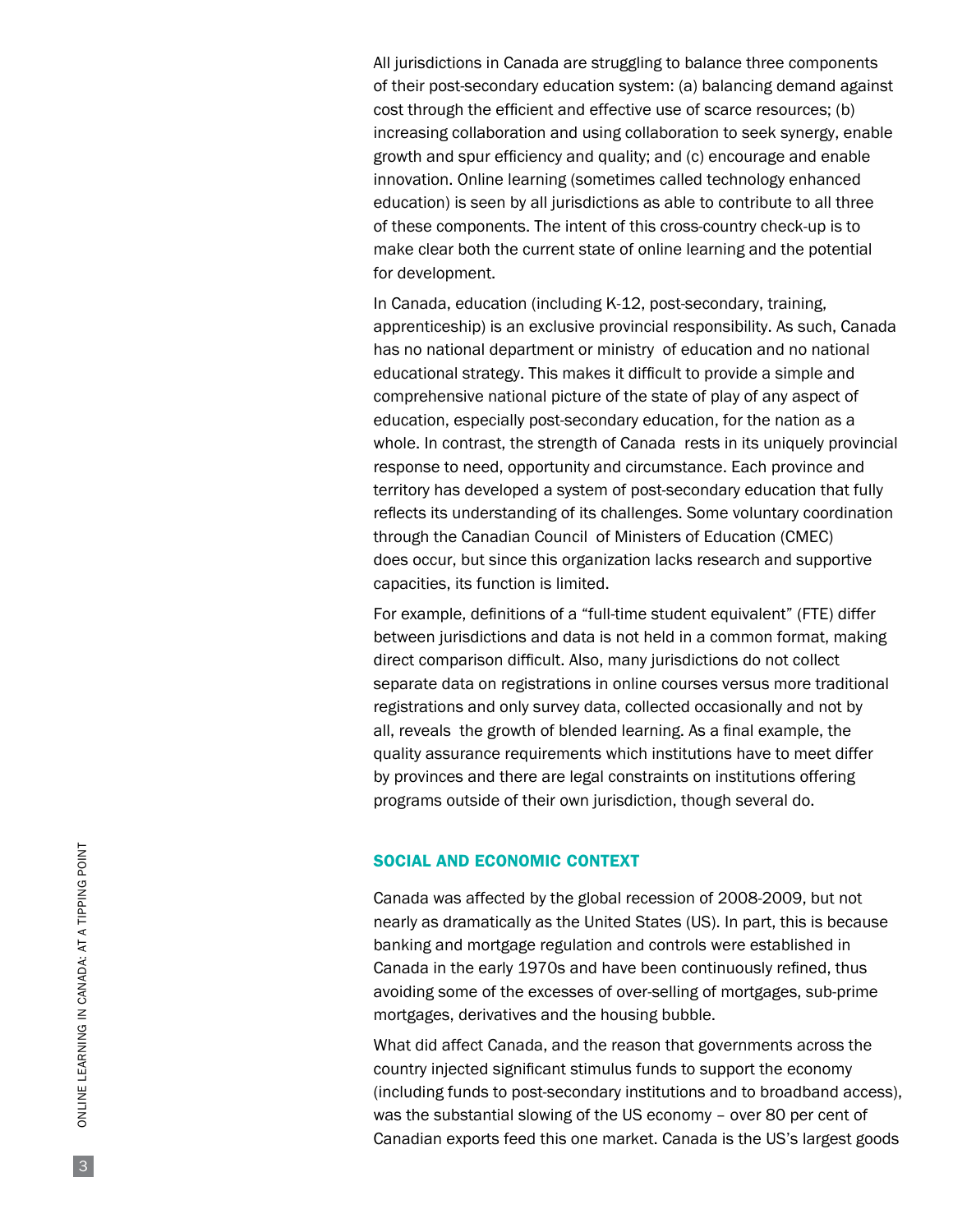All jurisdictions in Canada are struggling to balance three components of their post-secondary education system: (a) balancing demand against cost through the efficient and effective use of scarce resources; (b) increasing collaboration and using collaboration to seek synergy, enable growth and spur efficiency and quality; and (c) encourage and enable innovation. Online learning (sometimes called technology enhanced education) is seen by all jurisdictions as able to contribute to all three of these components. The intent of this cross-country check-up is to make clear both the current state of online learning and the potential for development.

In Canada, education (including K-12, post-secondary, training, apprenticeship) is an exclusive provincial responsibility. As such, Canada has no national department or ministry of education and no national educational strategy. This makes it difficult to provide a simple and comprehensive national picture of the state of play of any aspect of education, especially post-secondary education, for the nation as a whole. In contrast, the strength of Canada rests in its uniquely provincial response to need, opportunity and circumstance. Each province and territory has developed a system of post-secondary education that fully reflects its understanding of its challenges. Some voluntary coordination through the Canadian Council of Ministers of Education (CMEC) does occur, but since this organization lacks research and supportive capacities, its function is limited.

For example, definitions of a "full-time student equivalent" (FTE) differ between jurisdictions and data is not held in a common format, making direct comparison difficult. Also, many jurisdictions do not collect separate data on registrations in online courses versus more traditional registrations and only survey data, collected occasionally and not by all, reveals the growth of blended learning. As a final example, the quality assurance requirements which institutions have to meet differ by provinces and there are legal constraints on institutions offering programs outside of their own jurisdiction, though several do.

## SOCIAL AND ECONOMIC CONTEXT

Canada was affected by the global recession of 2008-2009, but not nearly as dramatically as the United States (US). In part, this is because banking and mortgage regulation and controls were established in Canada in the early 1970s and have been continuously refined, thus avoiding some of the excesses of over-selling of mortgages, sub-prime mortgages, derivatives and the housing bubble.

What did affect Canada, and the reason that governments across the country injected significant stimulus funds to support the economy (including funds to post-secondary institutions and to broadband access), was the substantial slowing of the US economy – over 80 per cent of Canadian exports feed this one market. Canada is the US's largest goods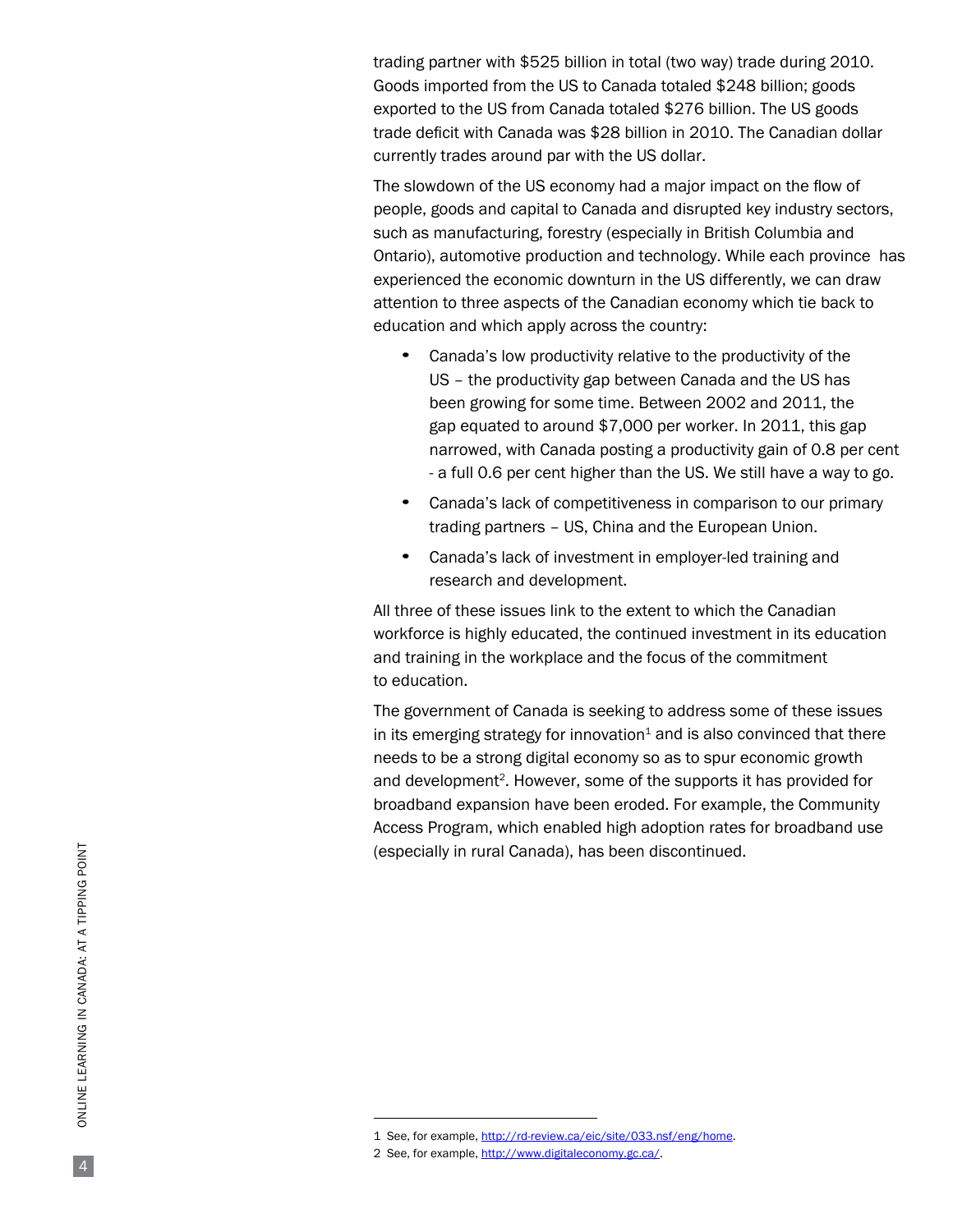trading partner with $525 billion in total (two way) trade during 2010. Goods imported from the US to Canada totaled $248 billion; goods exported to the US from Canada totaled $276 billion. The US goods trade deficit with Canada was $28 billion in 2010. The Canadian dollar currently trades around par with the US dollar.

The slowdown of the US economy had a major impact on the flow of people, goods and capital to Canada and disrupted key industry sectors, such as manufacturing, forestry (especially in British Columbia and Ontario), automotive production and technology. While each province has experienced the economic downturn in the US differently, we can draw attention to three aspects of the Canadian economy which tie back to education and which apply across the country:

- Canada's low productivity relative to the productivity of the US – the productivity gap between Canada and the US has been growing for some time. Between 2002 and 2011, the gap equated to around $7,000 per worker. In 2011, this gap narrowed, with Canada posting a productivity gain of 0.8 per cent - a full 0.6 per cent higher than the US. We still have a way to go.
- Canada's lack of competitiveness in comparison to our primary trading partners – US, China and the European Union.
- Canada's lack of investment in employer-led training and research and development.

All three of these issues link to the extent to which the Canadian workforce is highly educated, the continued investment in its education and training in the workplace and the focus of the commitment to education.

The government of Canada is seeking to address some of these issues in its emerging strategy for innovation[1] and is also convinced that there needs to be a strong digital economy so as to spur economic growth and development[2]. However, some of the supports it has provided for broadband expansion have been eroded. For example, the Community Access Program, which enabled high adoption rates for broadband use (especially in rural Canada), has been discontinued.

---

1 See, for example, http://rd-review.ca/eic/site/033.nsf/eng/home.

2 See, for example, http://www.digitaleconomy.gc.ca/.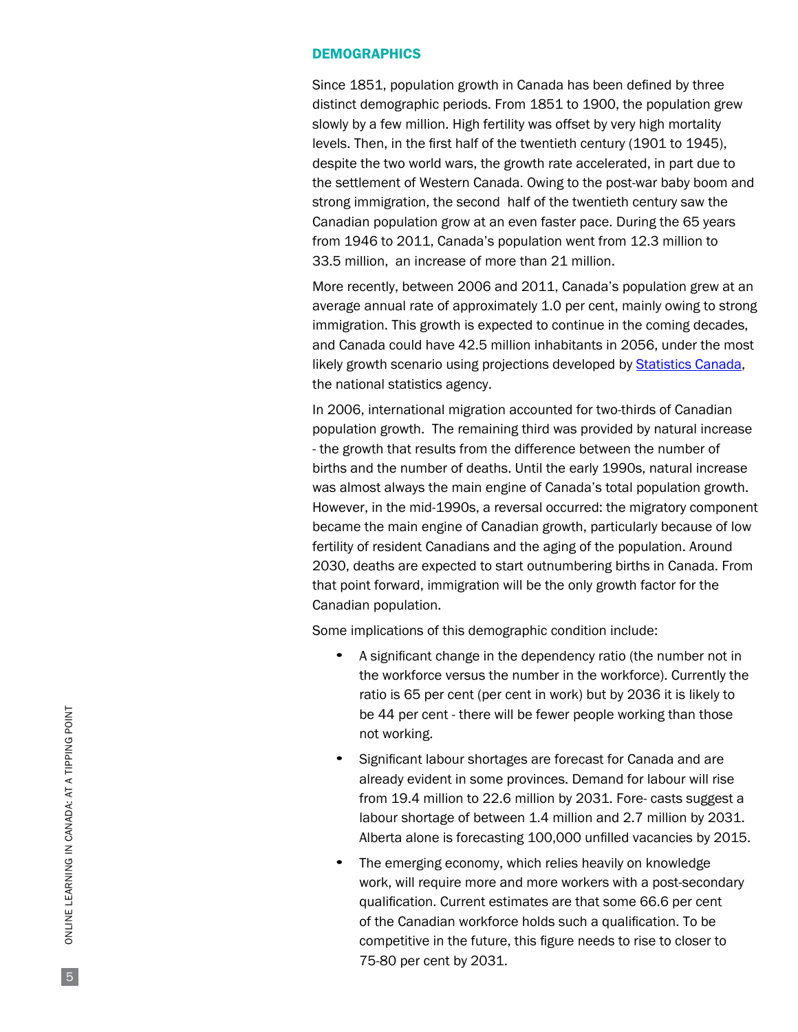## DEMOGRAPHICS

Since 1851, population growth in Canada has been defined by three distinct demographic periods. From 1851 to 1900, the population grew slowly by a few million. High fertility was offset by very high mortality levels. Then, in the first half of the twentieth century (1901 to 1945), despite the two world wars, the growth rate accelerated, in part due to the settlement of Western Canada. Owing to the post-war baby boom and strong immigration, the second half of the twentieth century saw the Canadian population grow at an even faster pace. During the 65 years from 1946 to 2011, Canada's population went from 12.3 million to 33.5 million, an increase of more than 21 million.

More recently, between 2006 and 2011, Canada's population grew at an average annual rate of approximately 1.0 per cent, mainly owing to strong immigration. This growth is expected to continue in the coming decades, and Canada could have 42.5 million inhabitants in 2056, under the most likely growth scenario using projections developed by [Statistics Canada](), the national statistics agency.

In 2006, international migration accounted for two-thirds of Canadian population growth. The remaining third was provided by natural increase - the growth that results from the difference between the number of births and the number of deaths. Until the early 1990s, natural increase was almost always the main engine of Canada's total population growth. However, in the mid-1990s, a reversal occurred: the migratory component became the main engine of Canadian growth, particularly because of low fertility of resident Canadians and the aging of the population. Around 2030, deaths are expected to start outnumbering births in Canada. From that point forward, immigration will be the only growth factor for the Canadian population.

Some implications of this demographic condition include:

- A significant change in the dependency ratio (the number not in the workforce versus the number in the workforce). Currently the ratio is 65 per cent (per cent in work) but by 2036 it is likely to be 44 per cent - there will be fewer people working than those not working.
- Significant labour shortages are forecast for Canada and are already evident in some provinces. Demand for labour will rise from 19.4 million to 22.6 million by 2031. Fore- casts suggest a labour shortage of between 1.4 million and 2.7 million by 2031. Alberta alone is forecasting 100,000 unfilled vacancies by 2015.
- The emerging economy, which relies heavily on knowledge work, will require more and more workers with a post-secondary qualification. Current estimates are that some 66.6 per cent of the Canadian workforce holds such a qualification. To be competitive in the future, this figure needs to rise to closer to 75-80 per cent by 2031.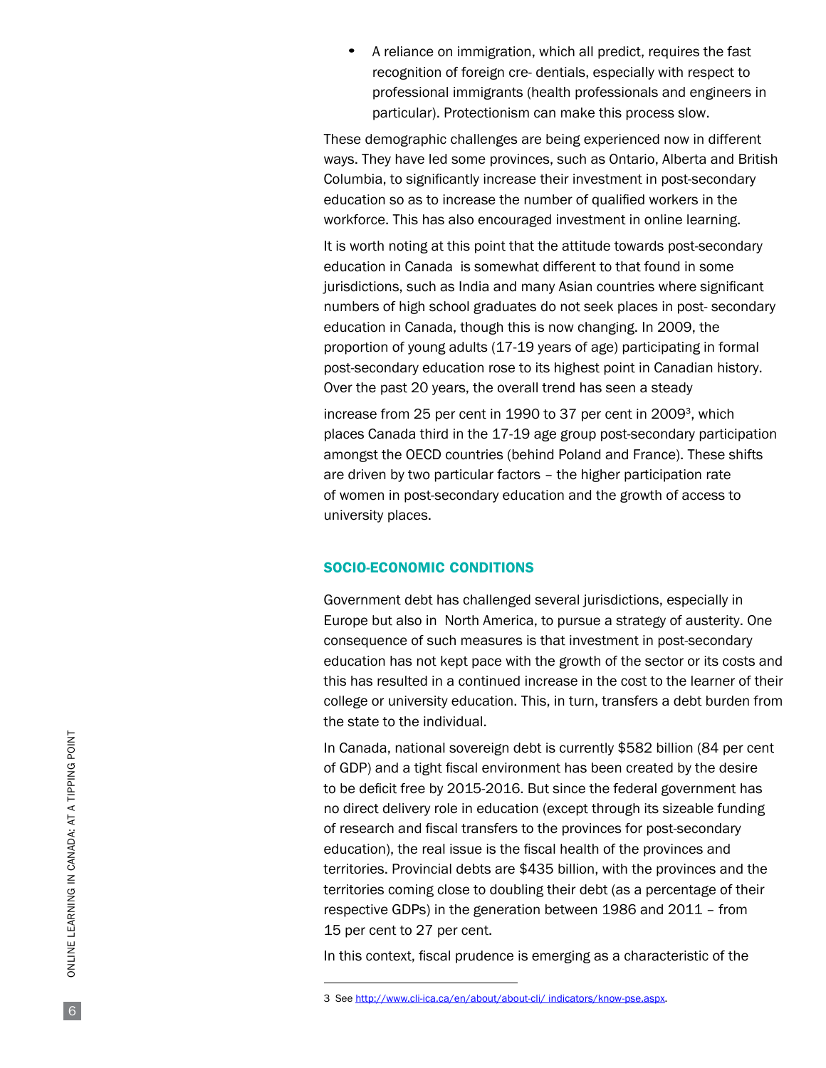- A reliance on immigration, which all predict, requires the fast recognition of foreign cre- dentials, especially with respect to professional immigrants (health professionals and engineers in particular). Protectionism can make this process slow.

These demographic challenges are being experienced now in different ways. They have led some provinces, such as Ontario, Alberta and British Columbia, to significantly increase their investment in post-secondary education so as to increase the number of qualified workers in the workforce. This has also encouraged investment in online learning.

It is worth noting at this point that the attitude towards post-secondary education in Canada is somewhat different to that found in some jurisdictions, such as India and many Asian countries where significant numbers of high school graduates do not seek places in post- secondary education in Canada, though this is now changing. In 2009, the proportion of young adults (17-19 years of age) participating in formal post-secondary education rose to its highest point in Canadian history. Over the past 20 years, the overall trend has seen a steady increase from 25 per cent in 1990 to 37 per cent in 2009[3], which places Canada third in the 17-19 age group post-secondary participation amongst the OECD countries (behind Poland and France). These shifts are driven by two particular factors – the higher participation rate of women in post-secondary education and the growth of access to university places.

## SOCIO-ECONOMIC CONDITIONS

Government debt has challenged several jurisdictions, especially in Europe but also in North America, to pursue a strategy of austerity. One consequence of such measures is that investment in post-secondary education has not kept pace with the growth of the sector or its costs and this has resulted in a continued increase in the cost to the learner of their college or university education. This, in turn, transfers a debt burden from the state to the individual.

In Canada, national sovereign debt is currently $582 billion (84 per cent of GDP) and a tight fiscal environment has been created by the desire to be deficit free by 2015-2016. But since the federal government has no direct delivery role in education (except through its sizeable funding of research and fiscal transfers to the provinces for post-secondary education), the real issue is the fiscal health of the provinces and territories. Provincial debts are $435 billion, with the provinces and the territories coming close to doubling their debt (as a percentage of their respective GDPs) in the generation between 1986 and 2011 – from 15 per cent to 27 per cent.

In this context, fiscal prudence is emerging as a characteristic of the

---

3 See http://www.cli-ica.ca/en/about/about-cli/ indicators/know-pse.aspx.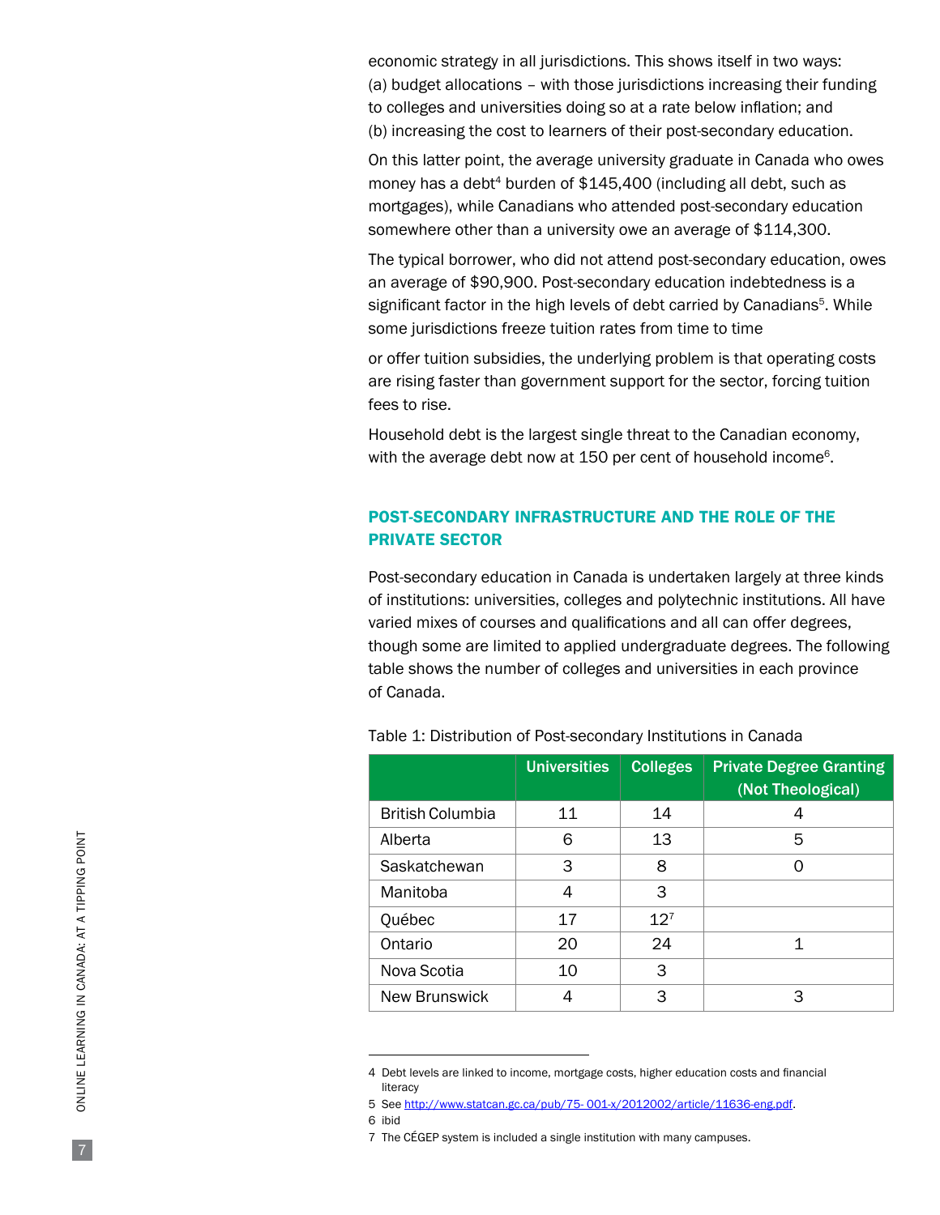economic strategy in all jurisdictions. This shows itself in two ways: (a) budget allocations – with those jurisdictions increasing their funding to colleges and universities doing so at a rate below inflation; and (b) increasing the cost to learners of their post-secondary education.

On this latter point, the average university graduate in Canada who owes money has a debt[4] burden of $145,400 (including all debt, such as mortgages), while Canadians who attended post-secondary education somewhere other than a university owe an average of $114,300.

The typical borrower, who did not attend post-secondary education, owes an average of $90,900. Post-secondary education indebtedness is a significant factor in the high levels of debt carried by Canadians[5]. While some jurisdictions freeze tuition rates from time to time

or offer tuition subsidies, the underlying problem is that operating costs are rising faster than government support for the sector, forcing tuition fees to rise.

Household debt is the largest single threat to the Canadian economy, with the average debt now at 150 per cent of household income[6].

## POST-SECONDARY INFRASTRUCTURE AND THE ROLE OF THE PRIVATE SECTOR

Post-secondary education in Canada is undertaken largely at three kinds of institutions: universities, colleges and polytechnic institutions. All have varied mixes of courses and qualifications and all can offer degrees, though some are limited to applied undergraduate degrees. The following table shows the number of colleges and universities in each province of Canada.

Table 1: Distribution of Post-secondary Institutions in Canada

| | Universities | Colleges | Private Degree Granting (Not Theological) |
|---|---|---|---|
| British Columbia | 11 | 14 | 4 |
| Alberta | 6 | 13 | 5 |
| Saskatchewan | 3 | 8 | 0 |
| Manitoba | 4 | 3 | |
| Québec | 17 | 12[7] | |
| Ontario | 20 | 24 | 1 |
| Nova Scotia | 10 | 3 | |
| New Brunswick | 4 | 3 | 3 |

4 Debt levels are linked to income, mortgage costs, higher education costs and financial literacy

5 See http://www.statcan.gc.ca/pub/75- 001-x/2012002/article/11636-eng.pdf.

6 ibid

7 The CÉGEP system is included a single institution with many campuses.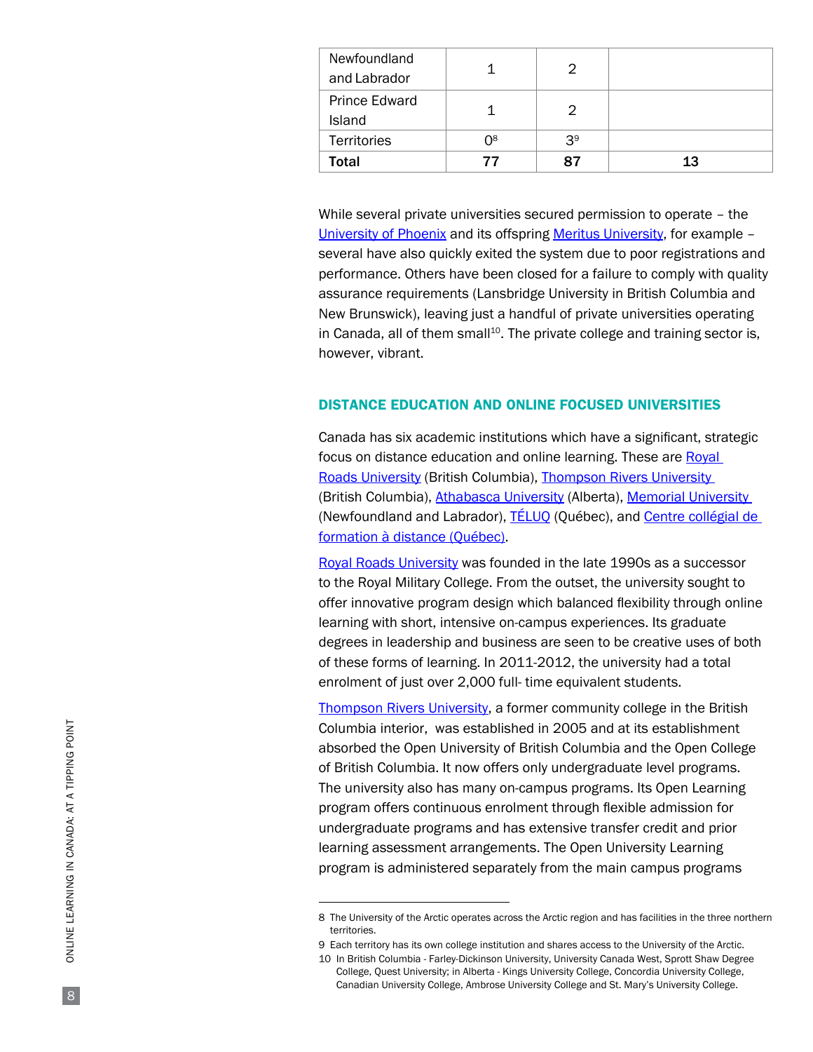| Newfoundland and Labrador | 1 | 2 | |
|---|---|---|---|
| Prince Edward Island | 1 | 2 | |
| Territories | 0[8] | 3[9] | |
| **Total** | **77** | **87** | **13** |

While several private universities secured permission to operate – the University of Phoenix and its offspring Meritus University, for example – several have also quickly exited the system due to poor registrations and performance. Others have been closed for a failure to comply with quality assurance requirements (Lansbridge University in British Columbia and New Brunswick), leaving just a handful of private universities operating in Canada, all of them small[10]. The private college and training sector is, however, vibrant.

## DISTANCE EDUCATION AND ONLINE FOCUSED UNIVERSITIES

Canada has six academic institutions which have a significant, strategic focus on distance education and online learning. These are Royal Roads University (British Columbia), Thompson Rivers University (British Columbia), Athabasca University (Alberta), Memorial University (Newfoundland and Labrador), TÉLUQ (Québec), and Centre collégial de formation à distance (Québec).

Royal Roads University was founded in the late 1990s as a successor to the Royal Military College. From the outset, the university sought to offer innovative program design which balanced flexibility through online learning with short, intensive on-campus experiences. Its graduate degrees in leadership and business are seen to be creative uses of both of these forms of learning. In 2011-2012, the university had a total enrolment of just over 2,000 full- time equivalent students.

Thompson Rivers University, a former community college in the British Columbia interior, was established in 2005 and at its establishment absorbed the Open University of British Columbia and the Open College of British Columbia. It now offers only undergraduate level programs. The university also has many on-campus programs. Its Open Learning program offers continuous enrolment through flexible admission for undergraduate programs and has extensive transfer credit and prior learning assessment arrangements. The Open University Learning program is administered separately from the main campus programs

---

8 The University of the Arctic operates across the Arctic region and has facilities in the three northern territories.

9 Each territory has its own college institution and shares access to the University of the Arctic.

10 In British Columbia - Farley-Dickinson University, University Canada West, Sprott Shaw Degree College, Quest University; in Alberta - Kings University College, Concordia University College, Canadian University College, Ambrose University College and St. Mary's University College.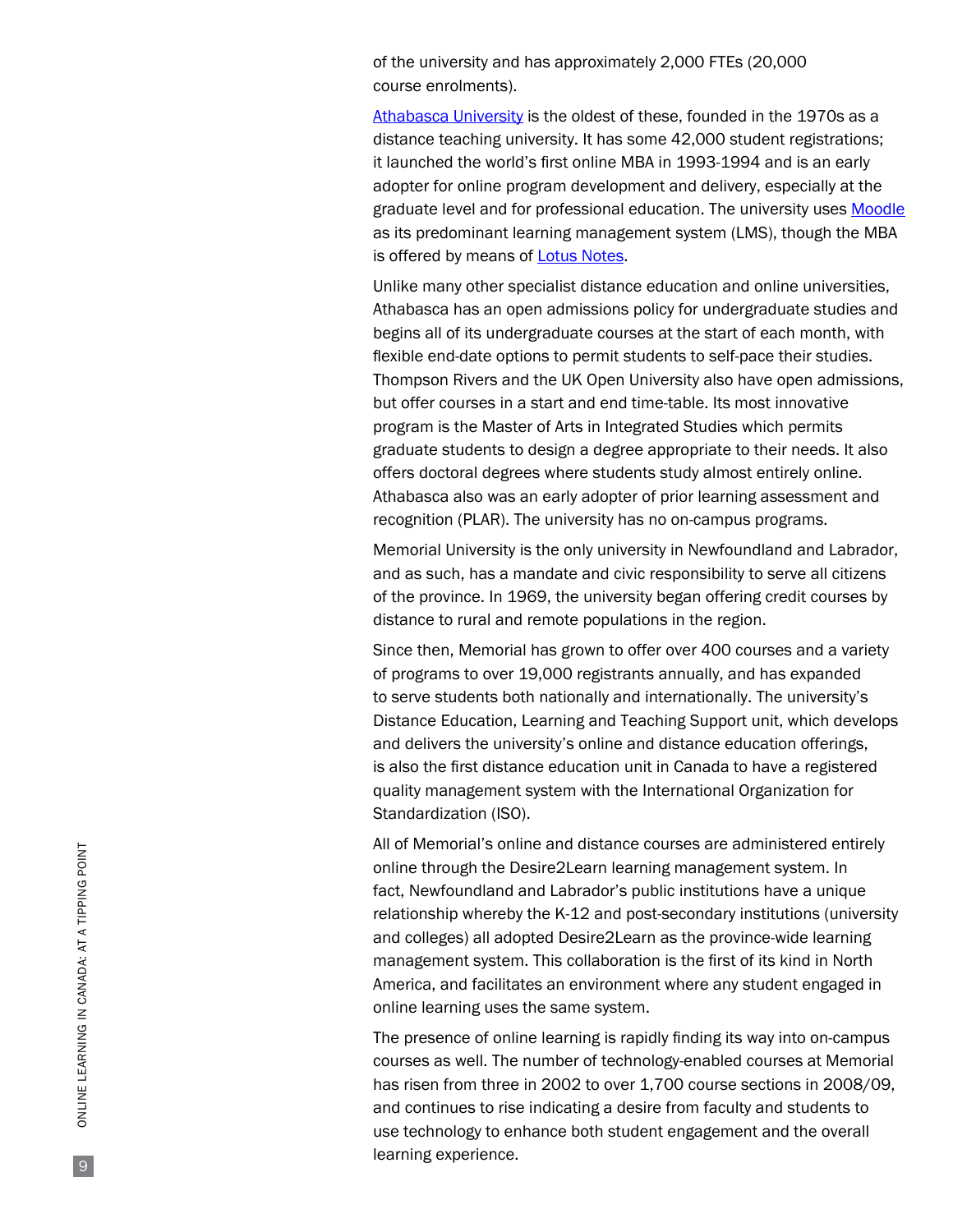of the university and has approximately 2,000 FTEs (20,000 course enrolments).

[Athabasca University](#) is the oldest of these, founded in the 1970s as a distance teaching university. It has some 42,000 student registrations; it launched the world's first online MBA in 1993-1994 and is an early adopter for online program development and delivery, especially at the graduate level and for professional education. The university uses [Moodle](#) as its predominant learning management system (LMS), though the MBA is offered by means of [Lotus Notes](#).

Unlike many other specialist distance education and online universities, Athabasca has an open admissions policy for undergraduate studies and begins all of its undergraduate courses at the start of each month, with flexible end-date options to permit students to self-pace their studies. Thompson Rivers and the UK Open University also have open admissions, but offer courses in a start and end time-table. Its most innovative program is the Master of Arts in Integrated Studies which permits graduate students to design a degree appropriate to their needs. It also offers doctoral degrees where students study almost entirely online. Athabasca also was an early adopter of prior learning assessment and recognition (PLAR). The university has no on-campus programs.

Memorial University is the only university in Newfoundland and Labrador, and as such, has a mandate and civic responsibility to serve all citizens of the province. In 1969, the university began offering credit courses by distance to rural and remote populations in the region.

Since then, Memorial has grown to offer over 400 courses and a variety of programs to over 19,000 registrants annually, and has expanded to serve students both nationally and internationally. The university's Distance Education, Learning and Teaching Support unit, which develops and delivers the university's online and distance education offerings, is also the first distance education unit in Canada to have a registered quality management system with the International Organization for Standardization (ISO).

All of Memorial's online and distance courses are administered entirely online through the Desire2Learn learning management system. In fact, Newfoundland and Labrador's public institutions have a unique relationship whereby the K-12 and post-secondary institutions (university and colleges) all adopted Desire2Learn as the province-wide learning management system. This collaboration is the first of its kind in North America, and facilitates an environment where any student engaged in online learning uses the same system.

The presence of online learning is rapidly finding its way into on-campus courses as well. The number of technology-enabled courses at Memorial has risen from three in 2002 to over 1,700 course sections in 2008/09, and continues to rise indicating a desire from faculty and students to use technology to enhance both student engagement and the overall learning experience.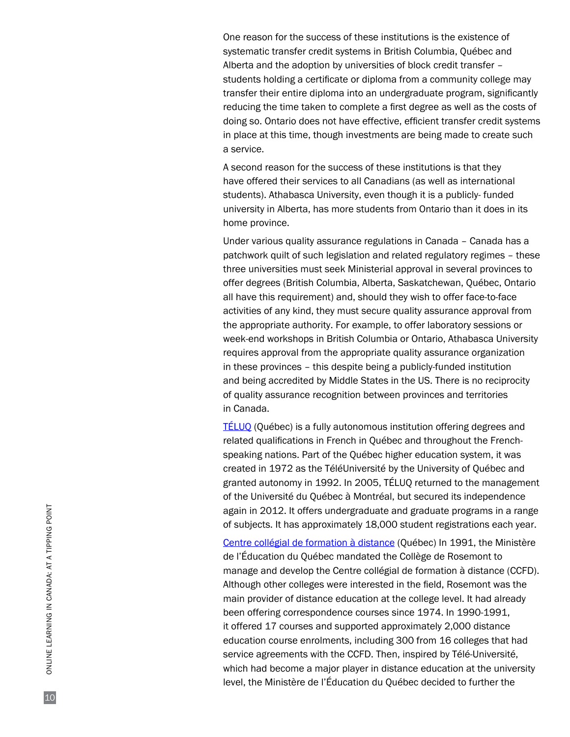One reason for the success of these institutions is the existence of systematic transfer credit systems in British Columbia, Québec and Alberta and the adoption by universities of block credit transfer – students holding a certificate or diploma from a community college may transfer their entire diploma into an undergraduate program, significantly reducing the time taken to complete a first degree as well as the costs of doing so. Ontario does not have effective, efficient transfer credit systems in place at this time, though investments are being made to create such a service.

A second reason for the success of these institutions is that they have offered their services to all Canadians (as well as international students). Athabasca University, even though it is a publicly- funded university in Alberta, has more students from Ontario than it does in its home province.

Under various quality assurance regulations in Canada – Canada has a patchwork quilt of such legislation and related regulatory regimes – these three universities must seek Ministerial approval in several provinces to offer degrees (British Columbia, Alberta, Saskatchewan, Québec, Ontario all have this requirement) and, should they wish to offer face-to-face activities of any kind, they must secure quality assurance approval from the appropriate authority. For example, to offer laboratory sessions or week-end workshops in British Columbia or Ontario, Athabasca University requires approval from the appropriate quality assurance organization in these provinces – this despite being a publicly-funded institution and being accredited by Middle States in the US. There is no reciprocity of quality assurance recognition between provinces and territories in Canada.

TÉLUQ (Québec) is a fully autonomous institution offering degrees and related qualifications in French in Québec and throughout the French-speaking nations. Part of the Québec higher education system, it was created in 1972 as the TéléUniversité by the University of Québec and granted autonomy in 1992. In 2005, TÉLUQ returned to the management of the Université du Québec à Montréal, but secured its independence again in 2012. It offers undergraduate and graduate programs in a range of subjects. It has approximately 18,000 student registrations each year.

Centre collégial de formation à distance (Québec) In 1991, the Ministère de l'Éducation du Québec mandated the Collège de Rosemont to manage and develop the Centre collégial de formation à distance (CCFD). Although other colleges were interested in the field, Rosemont was the main provider of distance education at the college level. It had already been offering correspondence courses since 1974. In 1990-1991, it offered 17 courses and supported approximately 2,000 distance education course enrolments, including 300 from 16 colleges that had service agreements with the CCFD. Then, inspired by Télé-Université, which had become a major player in distance education at the university level, the Ministère de l'Éducation du Québec decided to further the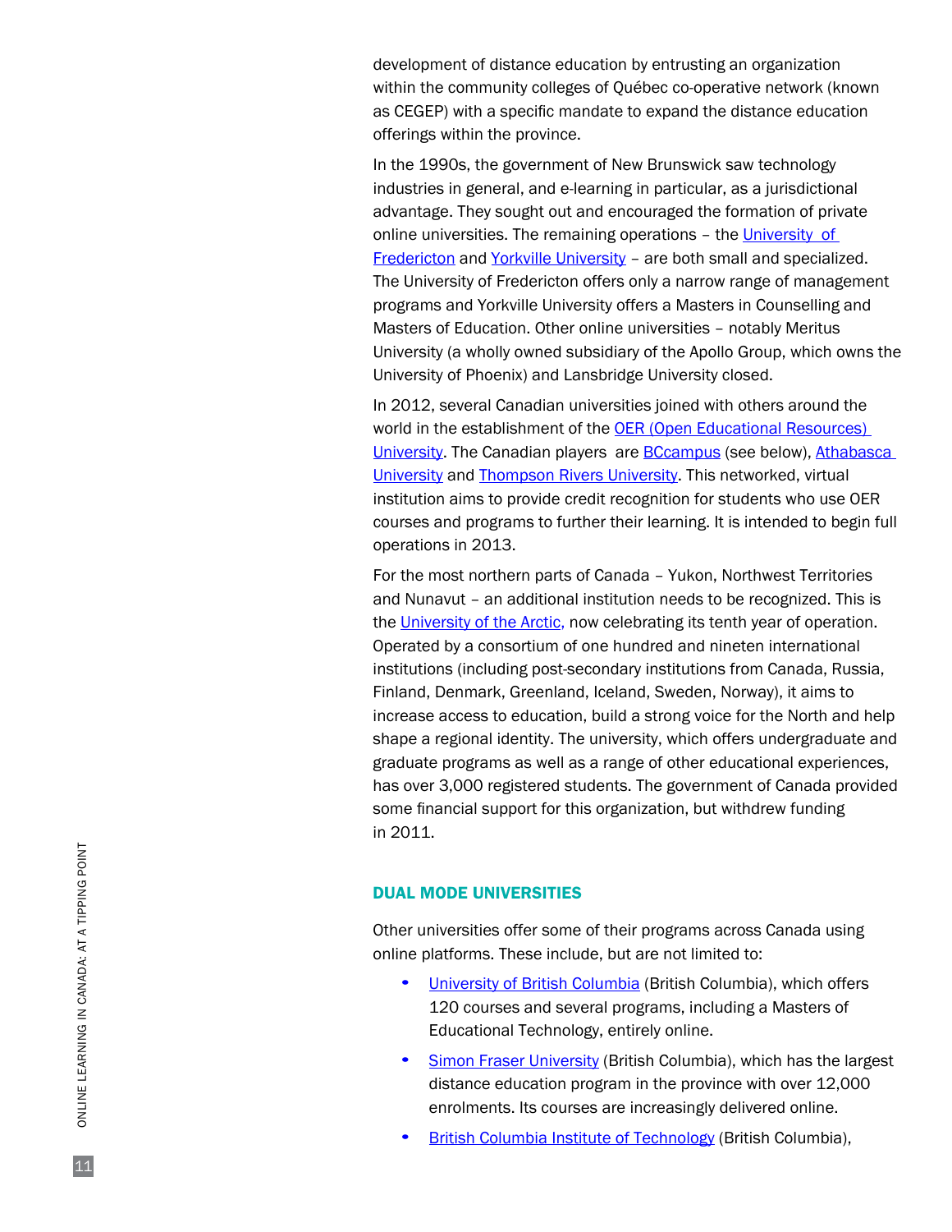development of distance education by entrusting an organization within the community colleges of Québec co-operative network (known as CEGEP) with a specific mandate to expand the distance education offerings within the province.

In the 1990s, the government of New Brunswick saw technology industries in general, and e-learning in particular, as a jurisdictional advantage. They sought out and encouraged the formation of private online universities. The remaining operations – the University of Fredericton and Yorkville University – are both small and specialized. The University of Fredericton offers only a narrow range of management programs and Yorkville University offers a Masters in Counselling and Masters of Education. Other online universities – notably Meritus University (a wholly owned subsidiary of the Apollo Group, which owns the University of Phoenix) and Lansbridge University closed.

In 2012, several Canadian universities joined with others around the world in the establishment of the OER (Open Educational Resources) University. The Canadian players are BCcampus (see below), Athabasca University and Thompson Rivers University. This networked, virtual institution aims to provide credit recognition for students who use OER courses and programs to further their learning. It is intended to begin full operations in 2013.

For the most northern parts of Canada – Yukon, Northwest Territories and Nunavut – an additional institution needs to be recognized. This is the University of the Arctic, now celebrating its tenth year of operation. Operated by a consortium of one hundred and nineten international institutions (including post-secondary institutions from Canada, Russia, Finland, Denmark, Greenland, Iceland, Sweden, Norway), it aims to increase access to education, build a strong voice for the North and help shape a regional identity. The university, which offers undergraduate and graduate programs as well as a range of other educational experiences, has over 3,000 registered students. The government of Canada provided some financial support for this organization, but withdrew funding in 2011.

### DUAL MODE UNIVERSITIES

Other universities offer some of their programs across Canada using online platforms. These include, but are not limited to:

- University of British Columbia (British Columbia), which offers 120 courses and several programs, including a Masters of Educational Technology, entirely online.
- Simon Fraser University (British Columbia), which has the largest distance education program in the province with over 12,000 enrolments. Its courses are increasingly delivered online.
- British Columbia Institute of Technology (British Columbia),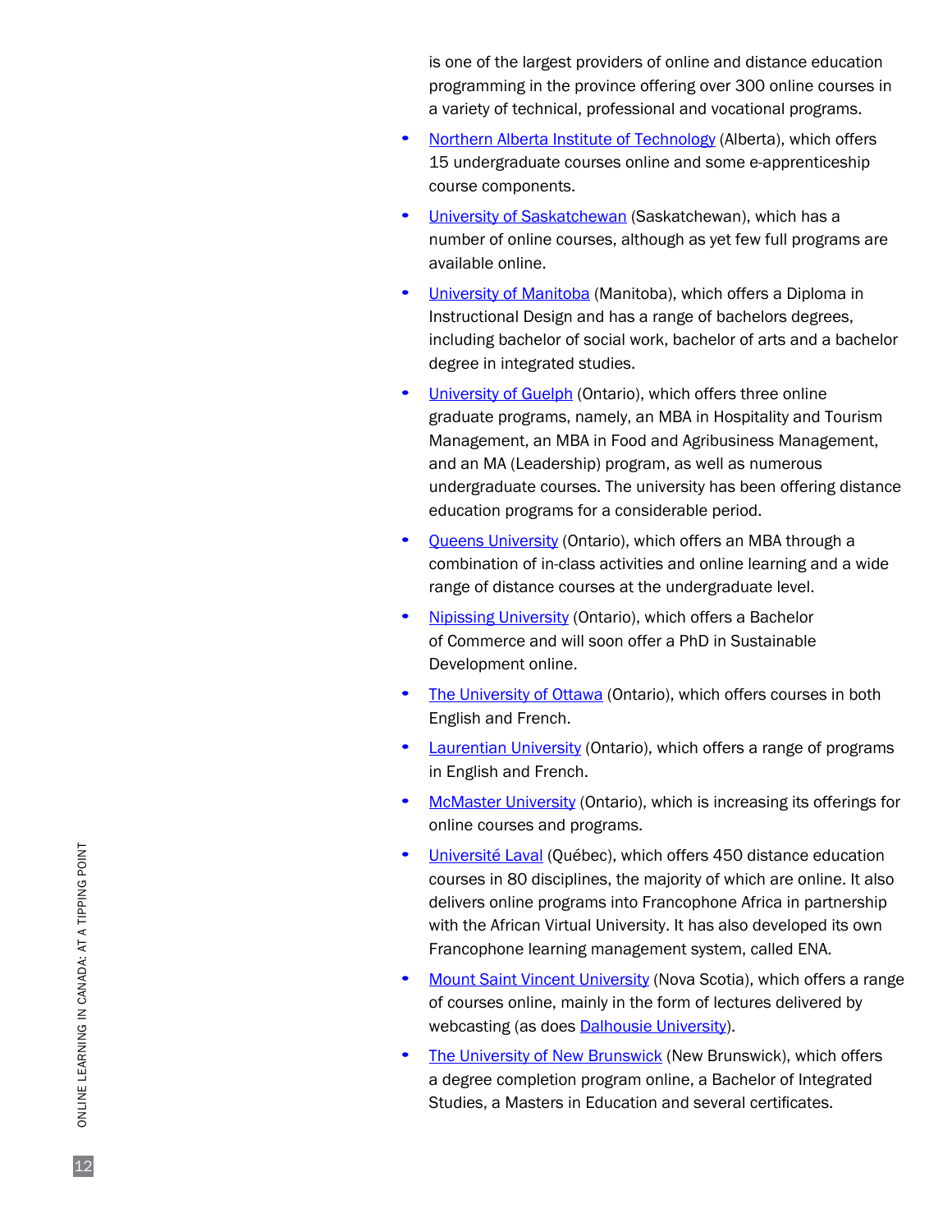is one of the largest providers of online and distance education programming in the province offering over 300 online courses in a variety of technical, professional and vocational programs.

- Northern Alberta Institute of Technology (Alberta), which offers 15 undergraduate courses online and some e-apprenticeship course components.
- University of Saskatchewan (Saskatchewan), which has a number of online courses, although as yet few full programs are available online.
- University of Manitoba (Manitoba), which offers a Diploma in Instructional Design and has a range of bachelors degrees, including bachelor of social work, bachelor of arts and a bachelor degree in integrated studies.
- University of Guelph (Ontario), which offers three online graduate programs, namely, an MBA in Hospitality and Tourism Management, an MBA in Food and Agribusiness Management, and an MA (Leadership) program, as well as numerous undergraduate courses. The university has been offering distance education programs for a considerable period.
- Queens University (Ontario), which offers an MBA through a combination of in-class activities and online learning and a wide range of distance courses at the undergraduate level.
- Nipissing University (Ontario), which offers a Bachelor of Commerce and will soon offer a PhD in Sustainable Development online.
- The University of Ottawa (Ontario), which offers courses in both English and French.
- Laurentian University (Ontario), which offers a range of programs in English and French.
- McMaster University (Ontario), which is increasing its offerings for online courses and programs.
- Université Laval (Québec), which offers 450 distance education courses in 80 disciplines, the majority of which are online. It also delivers online programs into Francophone Africa in partnership with the African Virtual University. It has also developed its own Francophone learning management system, called ENA.
- Mount Saint Vincent University (Nova Scotia), which offers a range of courses online, mainly in the form of lectures delivered by webcasting (as does Dalhousie University).
- The University of New Brunswick (New Brunswick), which offers a degree completion program online, a Bachelor of Integrated Studies, a Masters in Education and several certificates.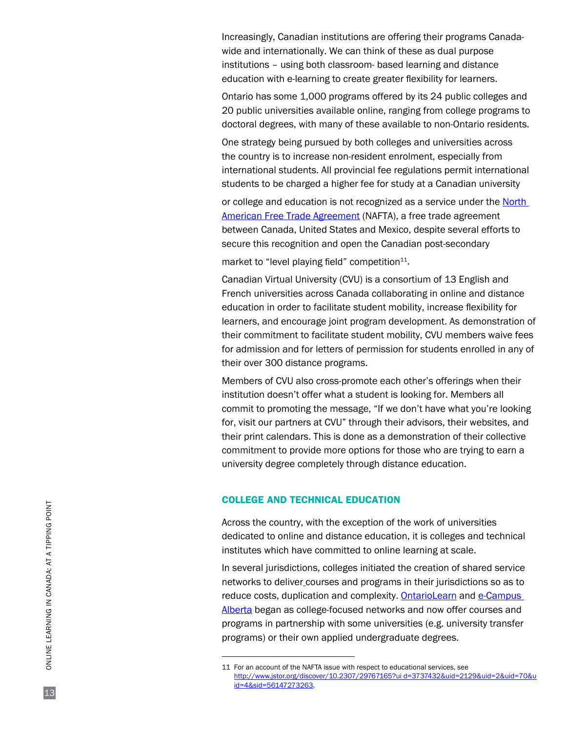Increasingly, Canadian institutions are offering their programs Canada-wide and internationally. We can think of these as dual purpose institutions – using both classroom- based learning and distance education with e-learning to create greater flexibility for learners.

Ontario has some 1,000 programs offered by its 24 public colleges and 20 public universities available online, ranging from college programs to doctoral degrees, with many of these available to non-Ontario residents.

One strategy being pursued by both colleges and universities across the country is to increase non-resident enrolment, especially from international students. All provincial fee regulations permit international students to be charged a higher fee for study at a Canadian university or college and education is not recognized as a service under the North American Free Trade Agreement (NAFTA), a free trade agreement between Canada, United States and Mexico, despite several efforts to secure this recognition and open the Canadian post-secondary market to "level playing field" competition[11].

Canadian Virtual University (CVU) is a consortium of 13 English and French universities across Canada collaborating in online and distance education in order to facilitate student mobility, increase flexibility for learners, and encourage joint program development. As demonstration of their commitment to facilitate student mobility, CVU members waive fees for admission and for letters of permission for students enrolled in any of their over 300 distance programs.

Members of CVU also cross-promote each other's offerings when their institution doesn't offer what a student is looking for. Members all commit to promoting the message, "If we don't have what you're looking for, visit our partners at CVU" through their advisors, their websites, and their print calendars. This is done as a demonstration of their collective commitment to provide more options for those who are trying to earn a university degree completely through distance education.

## COLLEGE AND TECHNICAL EDUCATION

Across the country, with the exception of the work of universities dedicated to online and distance education, it is colleges and technical institutes which have committed to online learning at scale.

In several jurisdictions, colleges initiated the creation of shared service networks to deliver courses and programs in their jurisdictions so as to reduce costs, duplication and complexity. OntarioLearn and e-Campus Alberta began as college-focused networks and now offer courses and programs in partnership with some universities (e.g. university transfer programs) or their own applied undergraduate degrees.

---

11 For an account of the NAFTA issue with respect to educational services, see http://www.jstor.org/discover/10.2307/29767165?ui d=3737432&uid=2129&uid=2&uid=70&uid=4&sid=56147273263.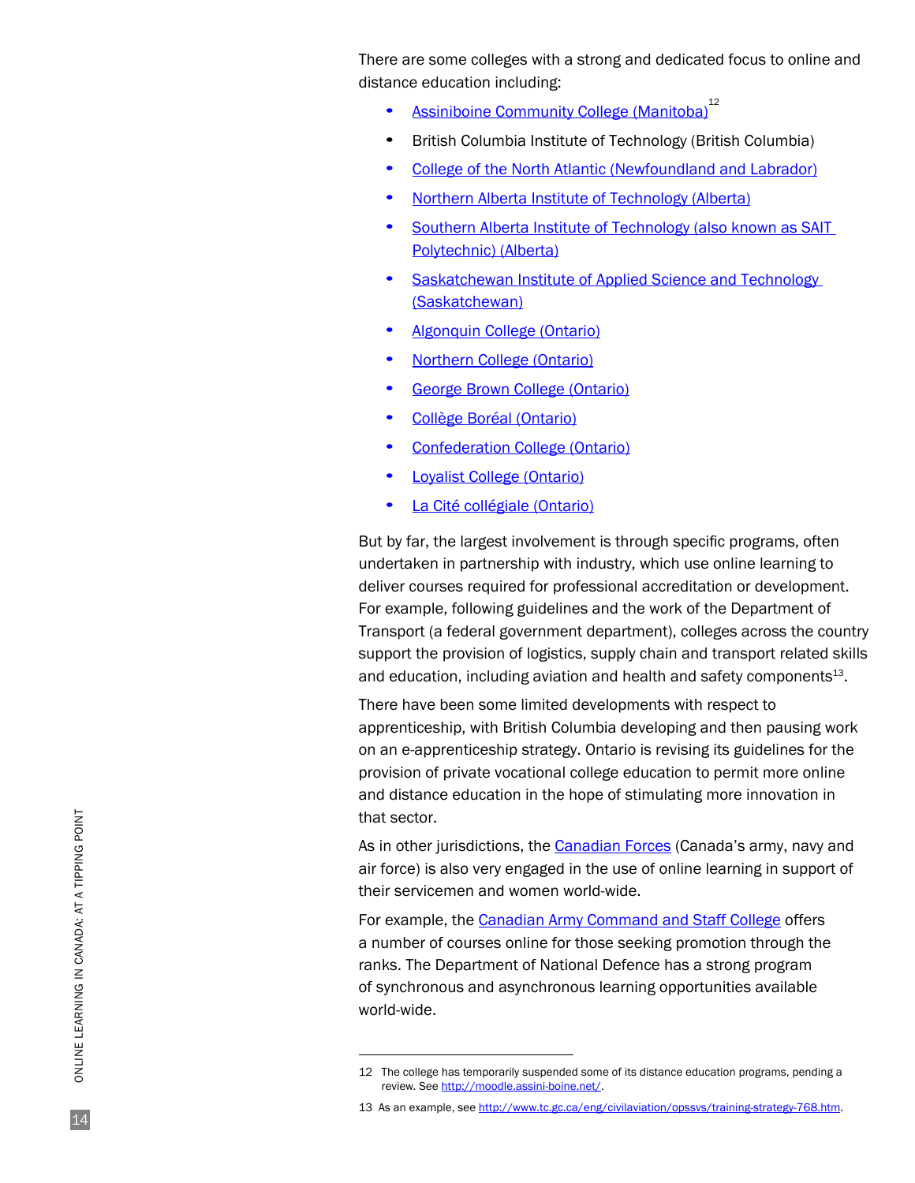There are some colleges with a strong and dedicated focus to online and distance education including:

- Assiniboine Community College (Manitoba)[12]
- British Columbia Institute of Technology (British Columbia)
- College of the North Atlantic (Newfoundland and Labrador)
- Northern Alberta Institute of Technology (Alberta)
- Southern Alberta Institute of Technology (also known as SAIT Polytechnic) (Alberta)
- Saskatchewan Institute of Applied Science and Technology (Saskatchewan)
- Algonquin College (Ontario)
- Northern College (Ontario)
- George Brown College (Ontario)
- Collège Boréal (Ontario)
- Confederation College (Ontario)
- Loyalist College (Ontario)
- La Cité collégiale (Ontario)

But by far, the largest involvement is through specific programs, often undertaken in partnership with industry, which use online learning to deliver courses required for professional accreditation or development. For example, following guidelines and the work of the Department of Transport (a federal government department), colleges across the country support the provision of logistics, supply chain and transport related skills and education, including aviation and health and safety components[13].

There have been some limited developments with respect to apprenticeship, with British Columbia developing and then pausing work on an e-apprenticeship strategy. Ontario is revising its guidelines for the provision of private vocational college education to permit more online and distance education in the hope of stimulating more innovation in that sector.

As in other jurisdictions, the Canadian Forces (Canada's army, navy and air force) is also very engaged in the use of online learning in support of their servicemen and women world-wide.

For example, the Canadian Army Command and Staff College offers a number of courses online for those seeking promotion through the ranks. The Department of National Defence has a strong program of synchronous and asynchronous learning opportunities available world-wide.

---

12 The college has temporarily suspended some of its distance education programs, pending a review. See http://moodle.assini-boine.net/.

13 As an example, see http://www.tc.gc.ca/eng/civilaviation/opssvs/training-strategy-768.htm.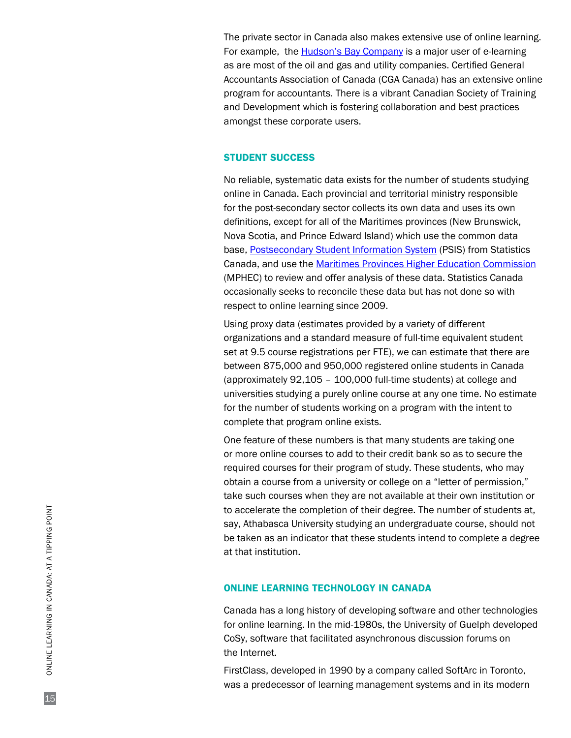The private sector in Canada also makes extensive use of online learning. For example, the Hudson's Bay Company is a major user of e-learning as are most of the oil and gas and utility companies. Certified General Accountants Association of Canada (CGA Canada) has an extensive online program for accountants. There is a vibrant Canadian Society of Training and Development which is fostering collaboration and best practices amongst these corporate users.

## STUDENT SUCCESS

No reliable, systematic data exists for the number of students studying online in Canada. Each provincial and territorial ministry responsible for the post-secondary sector collects its own data and uses its own definitions, except for all of the Maritimes provinces (New Brunswick, Nova Scotia, and Prince Edward Island) which use the common data base, Postsecondary Student Information System (PSIS) from Statistics Canada, and use the Maritimes Provinces Higher Education Commission (MPHEC) to review and offer analysis of these data. Statistics Canada occasionally seeks to reconcile these data but has not done so with respect to online learning since 2009.

Using proxy data (estimates provided by a variety of different organizations and a standard measure of full-time equivalent student set at 9.5 course registrations per FTE), we can estimate that there are between 875,000 and 950,000 registered online students in Canada (approximately 92,105 – 100,000 full-time students) at college and universities studying a purely online course at any one time. No estimate for the number of students working on a program with the intent to complete that program online exists.

One feature of these numbers is that many students are taking one or more online courses to add to their credit bank so as to secure the required courses for their program of study. These students, who may obtain a course from a university or college on a "letter of permission," take such courses when they are not available at their own institution or to accelerate the completion of their degree. The number of students at, say, Athabasca University studying an undergraduate course, should not be taken as an indicator that these students intend to complete a degree at that institution.

## ONLINE LEARNING TECHNOLOGY IN CANADA

Canada has a long history of developing software and other technologies for online learning. In the mid-1980s, the University of Guelph developed CoSy, software that facilitated asynchronous discussion forums on the Internet.

FirstClass, developed in 1990 by a company called SoftArc in Toronto, was a predecessor of learning management systems and in its modern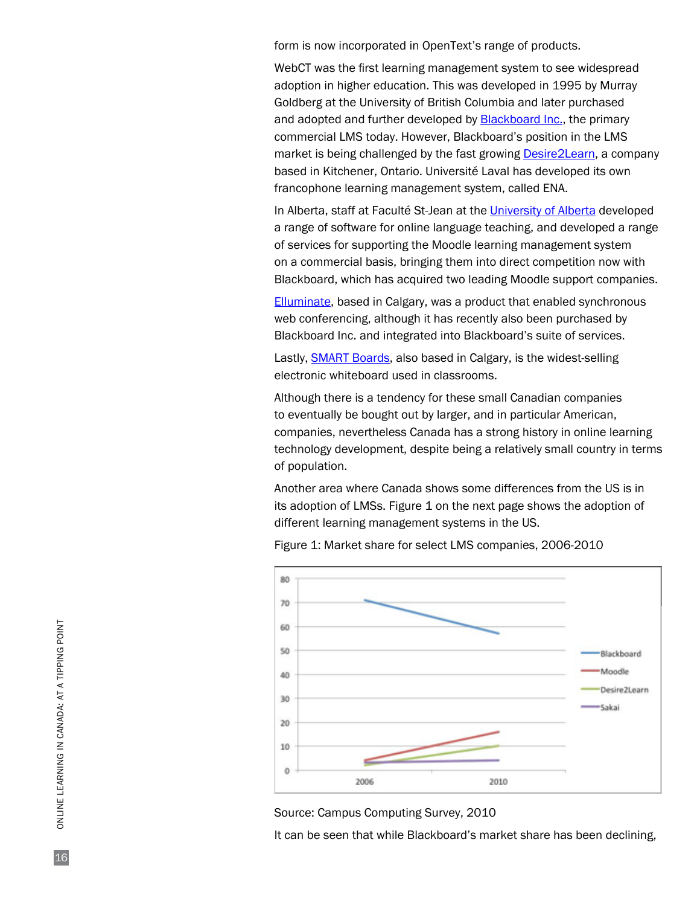form is now incorporated in OpenText's range of products.

WebCT was the first learning management system to see widespread adoption in higher education. This was developed in 1995 by Murray Goldberg at the University of British Columbia and later purchased and adopted and further developed by Blackboard Inc., the primary commercial LMS today. However, Blackboard's position in the LMS market is being challenged by the fast growing Desire2Learn, a company based in Kitchener, Ontario. Université Laval has developed its own francophone learning management system, called ENA.

In Alberta, staff at Faculté St-Jean at the University of Alberta developed a range of software for online language teaching, and developed a range of services for supporting the Moodle learning management system on a commercial basis, bringing them into direct competition now with Blackboard, which has acquired two leading Moodle support companies.

Elluminate, based in Calgary, was a product that enabled synchronous web conferencing, although it has recently also been purchased by Blackboard Inc. and integrated into Blackboard's suite of services.

Lastly, SMART Boards, also based in Calgary, is the widest-selling electronic whiteboard used in classrooms.

Although there is a tendency for these small Canadian companies to eventually be bought out by larger, and in particular American, companies, nevertheless Canada has a strong history in online learning technology development, despite being a relatively small country in terms of population.

Another area where Canada shows some differences from the US is in its adoption of LMSs. Figure 1 on the next page shows the adoption of different learning management systems in the US.

Figure 1: Market share for select LMS companies, 2006-2010

Source: Campus Computing Survey, 2010

It can be seen that while Blackboard's market share has been declining,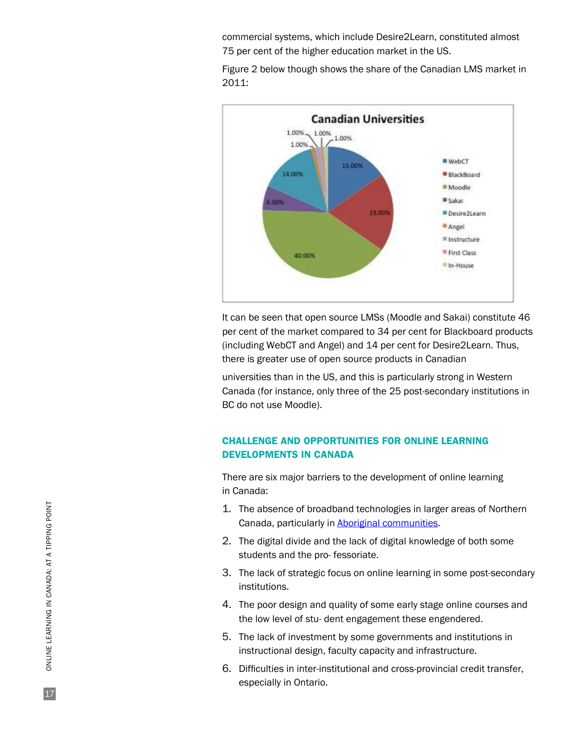commercial systems, which include Desire2Learn, constituted almost 75 per cent of the higher education market in the US.

Figure 2 below though shows the share of the Canadian LMS market in 2011:

It can be seen that open source LMSs (Moodle and Sakai) constitute 46 per cent of the market compared to 34 per cent for Blackboard products (including WebCT and Angel) and 14 per cent for Desire2Learn. Thus, there is greater use of open source products in Canadian universities than in the US, and this is particularly strong in Western Canada (for instance, only three of the 25 post-secondary institutions in BC do not use Moodle).

### CHALLENGE AND OPPORTUNITIES FOR ONLINE LEARNING DEVELOPMENTS IN CANADA

There are six major barriers to the development of online learning in Canada:

1. The absence of broadband technologies in larger areas of Northern Canada, particularly in Aboriginal communities.
2. The digital divide and the lack of digital knowledge of both some students and the pro- fessoriate.
3. The lack of strategic focus on online learning in some post-secondary institutions.
4. The poor design and quality of some early stage online courses and the low level of stu- dent engagement these engendered.
5. The lack of investment by some governments and institutions in instructional design, faculty capacity and infrastructure.
6. Difficulties in inter-institutional and cross-provincial credit transfer, especially in Ontario.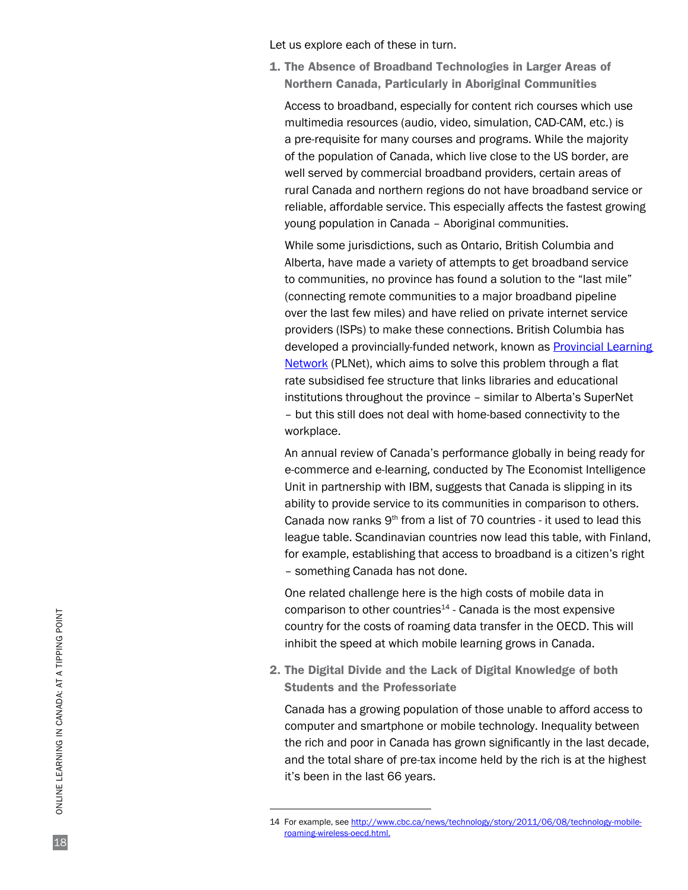Let us explore each of these in turn.

1. **The Absence of Broadband Technologies in Larger Areas of Northern Canada, Particularly in Aboriginal Communities**

   Access to broadband, especially for content rich courses which use multimedia resources (audio, video, simulation, CAD-CAM, etc.) is a pre-requisite for many courses and programs. While the majority of the population of Canada, which live close to the US border, are well served by commercial broadband providers, certain areas of rural Canada and northern regions do not have broadband service or reliable, affordable service. This especially affects the fastest growing young population in Canada – Aboriginal communities.

   While some jurisdictions, such as Ontario, British Columbia and Alberta, have made a variety of attempts to get broadband service to communities, no province has found a solution to the "last mile" (connecting remote communities to a major broadband pipeline over the last few miles) and have relied on private internet service providers (ISPs) to make these connections. British Columbia has developed a provincially-funded network, known as Provincial Learning Network (PLNet), which aims to solve this problem through a flat rate subsidised fee structure that links libraries and educational institutions throughout the province – similar to Alberta's SuperNet – but this still does not deal with home-based connectivity to the workplace.

   An annual review of Canada's performance globally in being ready for e-commerce and e-learning, conducted by The Economist Intelligence Unit in partnership with IBM, suggests that Canada is slipping in its ability to provide service to its communities in comparison to others. Canada now ranks 9th from a list of 70 countries - it used to lead this league table. Scandinavian countries now lead this table, with Finland, for example, establishing that access to broadband is a citizen's right – something Canada has not done.

   One related challenge here is the high costs of mobile data in comparison to other countries[14] - Canada is the most expensive country for the costs of roaming data transfer in the OECD. This will inhibit the speed at which mobile learning grows in Canada.

2. **The Digital Divide and the Lack of Digital Knowledge of both Students and the Professoriate**

   Canada has a growing population of those unable to afford access to computer and smartphone or mobile technology. Inequality between the rich and poor in Canada has grown significantly in the last decade, and the total share of pre-tax income held by the rich is at the highest it's been in the last 66 years.

---

14 For example, see http://www.cbc.ca/news/technology/story/2011/06/08/technology-mobile-roaming-wireless-oecd.html.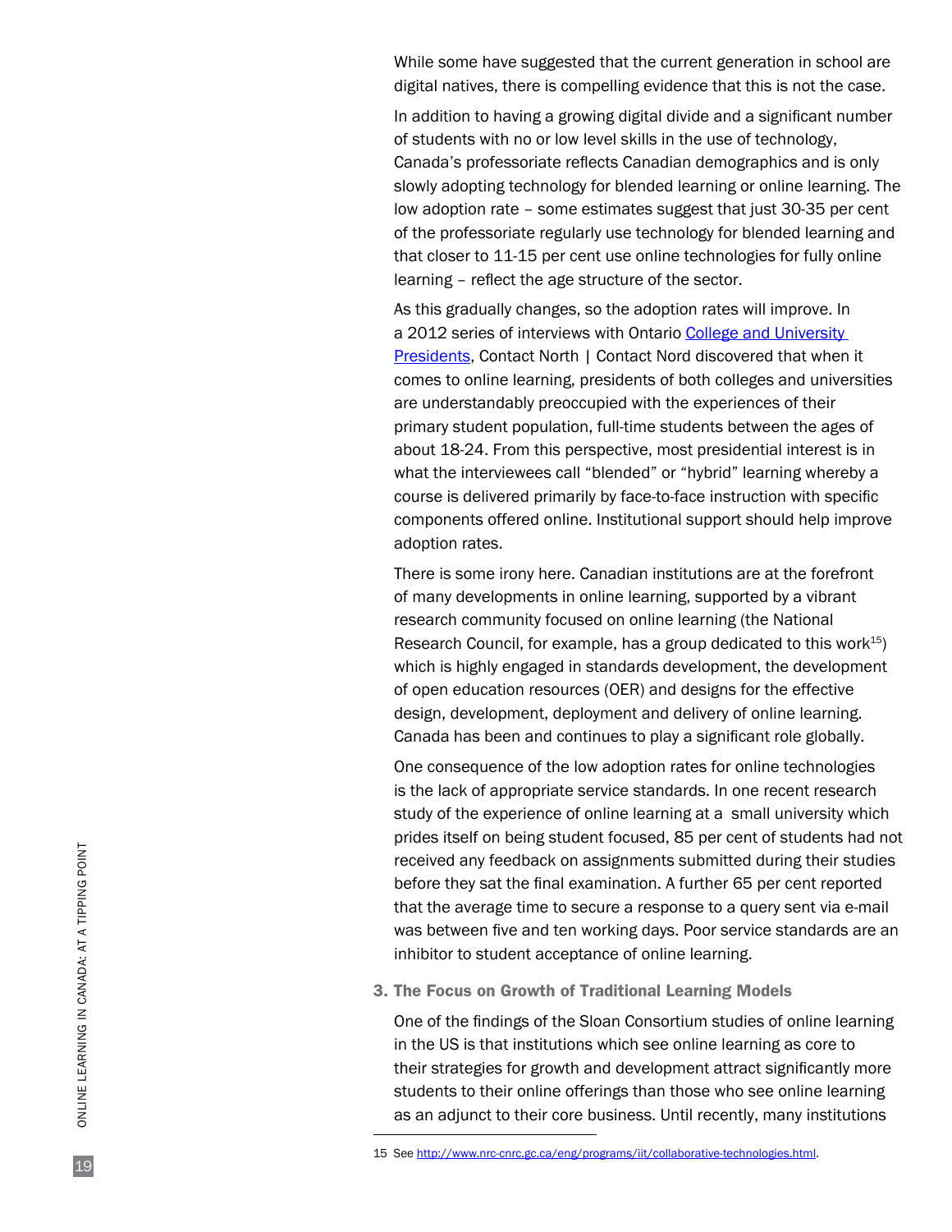While some have suggested that the current generation in school are digital natives, there is compelling evidence that this is not the case.

In addition to having a growing digital divide and a significant number of students with no or low level skills in the use of technology, Canada's professoriate reflects Canadian demographics and is only slowly adopting technology for blended learning or online learning. The low adoption rate – some estimates suggest that just 30-35 per cent of the professoriate regularly use technology for blended learning and that closer to 11-15 per cent use online technologies for fully online learning – reflect the age structure of the sector.

As this gradually changes, so the adoption rates will improve. In a 2012 series of interviews with Ontario [College and University Presidents](), Contact North | Contact Nord discovered that when it comes to online learning, presidents of both colleges and universities are understandably preoccupied with the experiences of their primary student population, full-time students between the ages of about 18-24. From this perspective, most presidential interest is in what the interviewees call "blended" or "hybrid" learning whereby a course is delivered primarily by face-to-face instruction with specific components offered online. Institutional support should help improve adoption rates.

There is some irony here. Canadian institutions are at the forefront of many developments in online learning, supported by a vibrant research community focused on online learning (the National Research Council, for example, has a group dedicated to this work[15]) which is highly engaged in standards development, the development of open education resources (OER) and designs for the effective design, development, deployment and delivery of online learning. Canada has been and continues to play a significant role globally.

One consequence of the low adoption rates for online technologies is the lack of appropriate service standards. In one recent research study of the experience of online learning at a small university which prides itself on being student focused, 85 per cent of students had not received any feedback on assignments submitted during their studies before they sat the final examination. A further 65 per cent reported that the average time to secure a response to a query sent via e-mail was between five and ten working days. Poor service standards are an inhibitor to student acceptance of online learning.

### 3. The Focus on Growth of Traditional Learning Models

One of the findings of the Sloan Consortium studies of online learning in the US is that institutions which see online learning as core to their strategies for growth and development attract significantly more students to their online offerings than those who see online learning as an adjunct to their core business. Until recently, many institutions

---

15 See http://www.nrc-cnrc.gc.ca/eng/programs/iit/collaborative-technologies.html.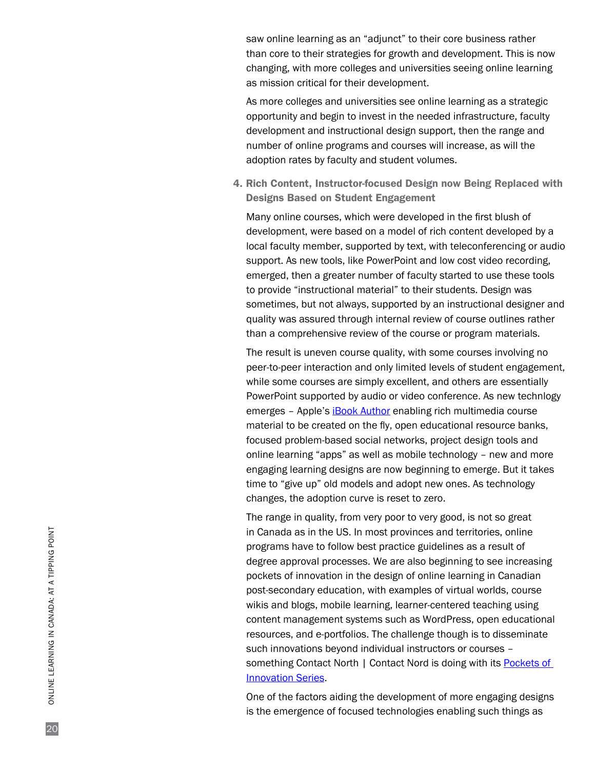saw online learning as an "adjunct" to their core business rather than core to their strategies for growth and development. This is now changing, with more colleges and universities seeing online learning as mission critical for their development.

As more colleges and universities see online learning as a strategic opportunity and begin to invest in the needed infrastructure, faculty development and instructional design support, then the range and number of online programs and courses will increase, as will the adoption rates by faculty and student volumes.

### 4. Rich Content, Instructor-focused Design now Being Replaced with Designs Based on Student Engagement

Many online courses, which were developed in the first blush of development, were based on a model of rich content developed by a local faculty member, supported by text, with teleconferencing or audio support. As new tools, like PowerPoint and low cost video recording, emerged, then a greater number of faculty started to use these tools to provide "instructional material" to their students. Design was sometimes, but not always, supported by an instructional designer and quality was assured through internal review of course outlines rather than a comprehensive review of the course or program materials.

The result is uneven course quality, with some courses involving no peer-to-peer interaction and only limited levels of student engagement, while some courses are simply excellent, and others are essentially PowerPoint supported by audio or video conference. As new technlogy emerges – Apple's iBook Author enabling rich multimedia course material to be created on the fly, open educational resource banks, focused problem-based social networks, project design tools and online learning "apps" as well as mobile technology – new and more engaging learning designs are now beginning to emerge. But it takes time to "give up" old models and adopt new ones. As technology changes, the adoption curve is reset to zero.

The range in quality, from very poor to very good, is not so great in Canada as in the US. In most provinces and territories, online programs have to follow best practice guidelines as a result of degree approval processes. We are also beginning to see increasing pockets of innovation in the design of online learning in Canadian post-secondary education, with examples of virtual worlds, course wikis and blogs, mobile learning, learner-centered teaching using content management systems such as WordPress, open educational resources, and e-portfolios. The challenge though is to disseminate such innovations beyond individual instructors or courses – something Contact North | Contact Nord is doing with its Pockets of Innovation Series.

One of the factors aiding the development of more engaging designs is the emergence of focused technologies enabling such things as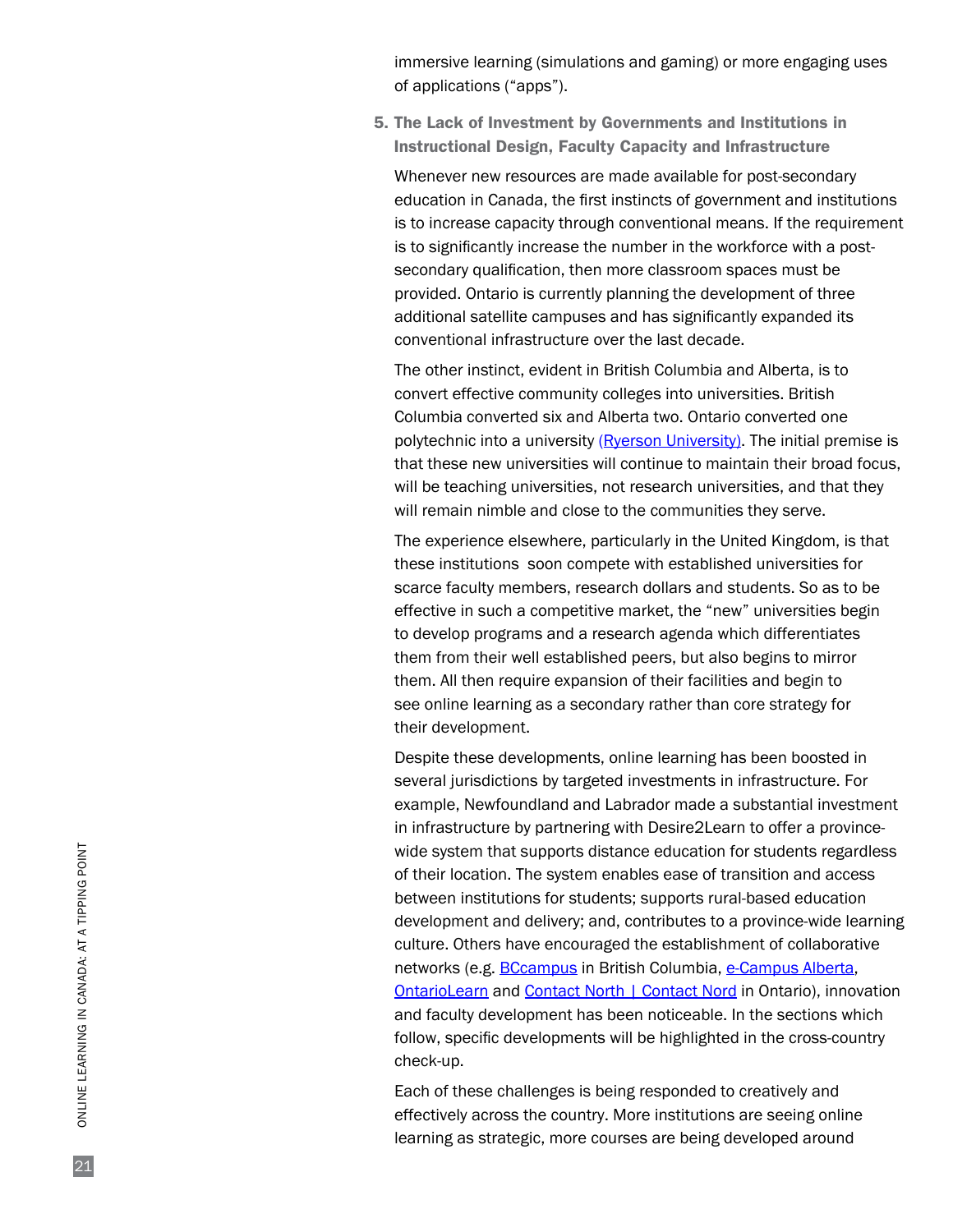immersive learning (simulations and gaming) or more engaging uses of applications ("apps").

### 5. The Lack of Investment by Governments and Institutions in Instructional Design, Faculty Capacity and Infrastructure

Whenever new resources are made available for post-secondary education in Canada, the first instincts of government and institutions is to increase capacity through conventional means. If the requirement is to significantly increase the number in the workforce with a post-secondary qualification, then more classroom spaces must be provided. Ontario is currently planning the development of three additional satellite campuses and has significantly expanded its conventional infrastructure over the last decade.

The other instinct, evident in British Columbia and Alberta, is to convert effective community colleges into universities. British Columbia converted six and Alberta two. Ontario converted one polytechnic into a university (Ryerson University). The initial premise is that these new universities will continue to maintain their broad focus, will be teaching universities, not research universities, and that they will remain nimble and close to the communities they serve.

The experience elsewhere, particularly in the United Kingdom, is that these institutions soon compete with established universities for scarce faculty members, research dollars and students. So as to be effective in such a competitive market, the "new" universities begin to develop programs and a research agenda which differentiates them from their well established peers, but also begins to mirror them. All then require expansion of their facilities and begin to see online learning as a secondary rather than core strategy for their development.

Despite these developments, online learning has been boosted in several jurisdictions by targeted investments in infrastructure. For example, Newfoundland and Labrador made a substantial investment in infrastructure by partnering with Desire2Learn to offer a province-wide system that supports distance education for students regardless of their location. The system enables ease of transition and access between institutions for students; supports rural-based education development and delivery; and, contributes to a province-wide learning culture. Others have encouraged the establishment of collaborative networks (e.g. BCcampus in British Columbia, e-Campus Alberta, OntarioLearn and Contact North | Contact Nord in Ontario), innovation and faculty development has been noticeable. In the sections which follow, specific developments will be highlighted in the cross-country check-up.

Each of these challenges is being responded to creatively and effectively across the country. More institutions are seeing online learning as strategic, more courses are being developed around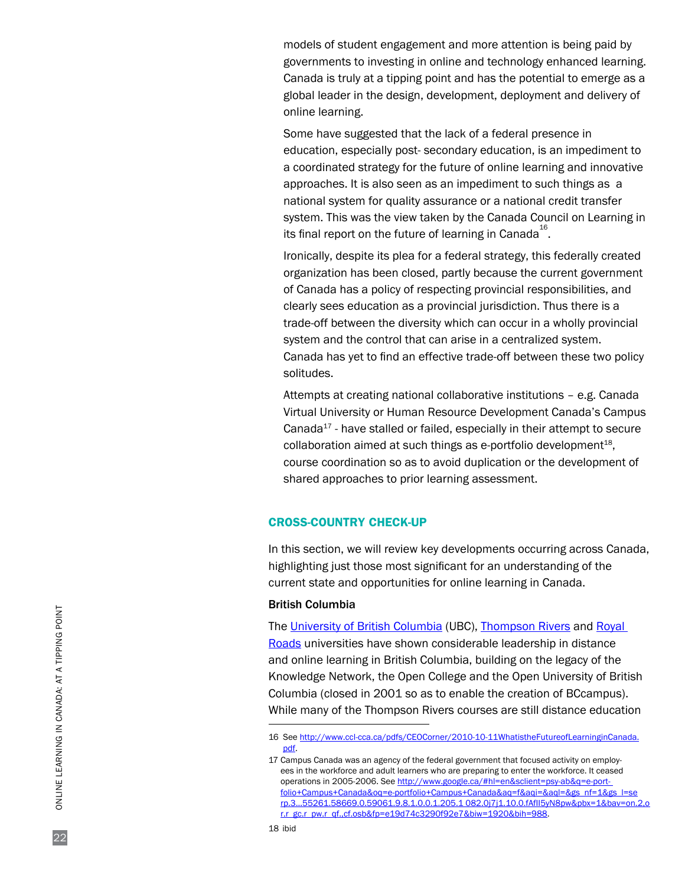models of student engagement and more attention is being paid by governments to investing in online and technology enhanced learning. Canada is truly at a tipping point and has the potential to emerge as a global leader in the design, development, deployment and delivery of online learning.

Some have suggested that the lack of a federal presence in education, especially post- secondary education, is an impediment to a coordinated strategy for the future of online learning and innovative approaches. It is also seen as an impediment to such things as a national system for quality assurance or a national credit transfer system. This was the view taken by the Canada Council on Learning in its final report on the future of learning in Canada[16].

Ironically, despite its plea for a federal strategy, this federally created organization has been closed, partly because the current government of Canada has a policy of respecting provincial responsibilities, and clearly sees education as a provincial jurisdiction. Thus there is a trade-off between the diversity which can occur in a wholly provincial system and the control that can arise in a centralized system. Canada has yet to find an effective trade-off between these two policy solitudes.

Attempts at creating national collaborative institutions – e.g. Canada Virtual University or Human Resource Development Canada's Campus Canada[17] - have stalled or failed, especially in their attempt to secure collaboration aimed at such things as e-portfolio development[18], course coordination so as to avoid duplication or the development of shared approaches to prior learning assessment.

## CROSS-COUNTRY CHECK-UP

In this section, we will review key developments occurring across Canada, highlighting just those most significant for an understanding of the current state and opportunities for online learning in Canada.

### British Columbia

The University of British Columbia (UBC), Thompson Rivers and Royal Roads universities have shown considerable leadership in distance and online learning in British Columbia, building on the legacy of the Knowledge Network, the Open College and the Open University of British Columbia (closed in 2001 so as to enable the creation of BCcampus). While many of the Thompson Rivers courses are still distance education

---

16 See http://www.ccl-cca.ca/pdfs/CEOCorner/2010-10-11WhatistheFutureofLearninginCanada.pdf.

17 Campus Canada was an agency of the federal government that focused activity on employees in the workforce and adult learners who are preparing to enter the workforce. It ceased operations in 2005-2006. See http://www.google.ca/#hl=en&sclient=psy-ab&q=e-portfolio+Campus+Canada&oq=e-portfolio+Campus+Canada&aq=f&aqi=&aql=&gs_nf=1&gs_l=serp.3...55261.58669.0.59061.9.8.1.0.0.1.205.1082.0j7j1.10.0.fAfII5yN8pw&pbx=1&bav=on.2,or.r_gc.r_pw.r_qf.,cf.osb&fp=e19d74c3290f92e7&biw=1920&bih=988.

18 ibid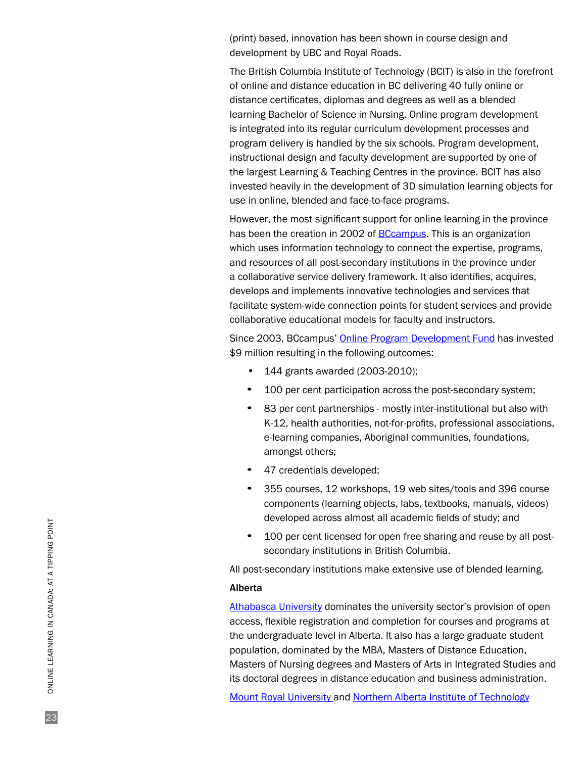(print) based, innovation has been shown in course design and development by UBC and Royal Roads.

The British Columbia Institute of Technology (BCIT) is also in the forefront of online and distance education in BC delivering 40 fully online or distance certificates, diplomas and degrees as well as a blended learning Bachelor of Science in Nursing. Online program development is integrated into its regular curriculum development processes and program delivery is handled by the six schools. Program development, instructional design and faculty development are supported by one of the largest Learning & Teaching Centres in the province. BCIT has also invested heavily in the development of 3D simulation learning objects for use in online, blended and face-to-face programs.

However, the most significant support for online learning in the province has been the creation in 2002 of BCcampus. This is an organization which uses information technology to connect the expertise, programs, and resources of all post-secondary institutions in the province under a collaborative service delivery framework. It also identifies, acquires, develops and implements innovative technologies and services that facilitate system-wide connection points for student services and provide collaborative educational models for faculty and instructors.

Since 2003, BCcampus' Online Program Development Fund has invested $9 million resulting in the following outcomes:

- 144 grants awarded (2003-2010);
- 100 per cent participation across the post-secondary system;
- 83 per cent partnerships - mostly inter-institutional but also with K-12, health authorities, not-for-profits, professional associations, e-learning companies, Aboriginal communities, foundations, amongst others;
- 47 credentials developed;
- 355 courses, 12 workshops, 19 web sites/tools and 396 course components (learning objects, labs, textbooks, manuals, videos) developed across almost all academic fields of study; and
- 100 per cent licensed for open free sharing and reuse by all post-secondary institutions in British Columbia.

All post-secondary institutions make extensive use of blended learning.

**Alberta**

Athabasca University dominates the university sector's provision of open access, flexible registration and completion for courses and programs at the undergraduate level in Alberta. It also has a large graduate student population, dominated by the MBA, Masters of Distance Education, Masters of Nursing degrees and Masters of Arts in Integrated Studies and its doctoral degrees in distance education and business administration.

Mount Royal University and Northern Alberta Institute of Technology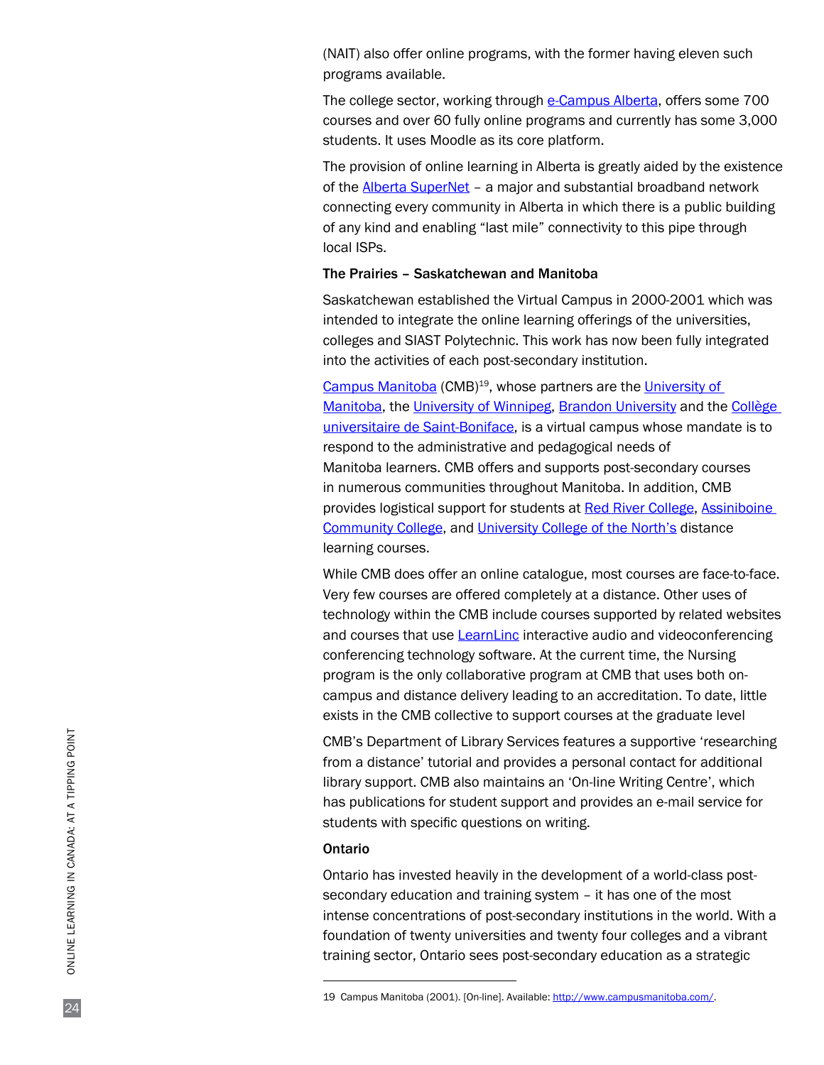(NAIT) also offer online programs, with the former having eleven such programs available.

The college sector, working through e-Campus Alberta, offers some 700 courses and over 60 fully online programs and currently has some 3,000 students. It uses Moodle as its core platform.

The provision of online learning in Alberta is greatly aided by the existence of the Alberta SuperNet – a major and substantial broadband network connecting every community in Alberta in which there is a public building of any kind and enabling "last mile" connectivity to this pipe through local ISPs.

**The Prairies – Saskatchewan and Manitoba**

Saskatchewan established the Virtual Campus in 2000-2001 which was intended to integrate the online learning offerings of the universities, colleges and SIAST Polytechnic. This work has now been fully integrated into the activities of each post-secondary institution.

Campus Manitoba (CMB)[19], whose partners are the University of Manitoba, the University of Winnipeg, Brandon University and the Collège universitaire de Saint-Boniface, is a virtual campus whose mandate is to respond to the administrative and pedagogical needs of Manitoba learners. CMB offers and supports post-secondary courses in numerous communities throughout Manitoba. In addition, CMB provides logistical support for students at Red River College, Assiniboine Community College, and University College of the North's distance learning courses.

While CMB does offer an online catalogue, most courses are face-to-face. Very few courses are offered completely at a distance. Other uses of technology within the CMB include courses supported by related websites and courses that use LearnLinc interactive audio and videoconferencing conferencing technology software. At the current time, the Nursing program is the only collaborative program at CMB that uses both on-campus and distance delivery leading to an accreditation. To date, little exists in the CMB collective to support courses at the graduate level

CMB's Department of Library Services features a supportive 'researching from a distance' tutorial and provides a personal contact for additional library support. CMB also maintains an 'On-line Writing Centre', which has publications for student support and provides an e-mail service for students with specific questions on writing.

**Ontario**

Ontario has invested heavily in the development of a world-class post-secondary education and training system – it has one of the most intense concentrations of post-secondary institutions in the world. With a foundation of twenty universities and twenty four colleges and a vibrant training sector, Ontario sees post-secondary education as a strategic

---

19 Campus Manitoba (2001). [On-line]. Available: http://www.campusmanitoba.com/.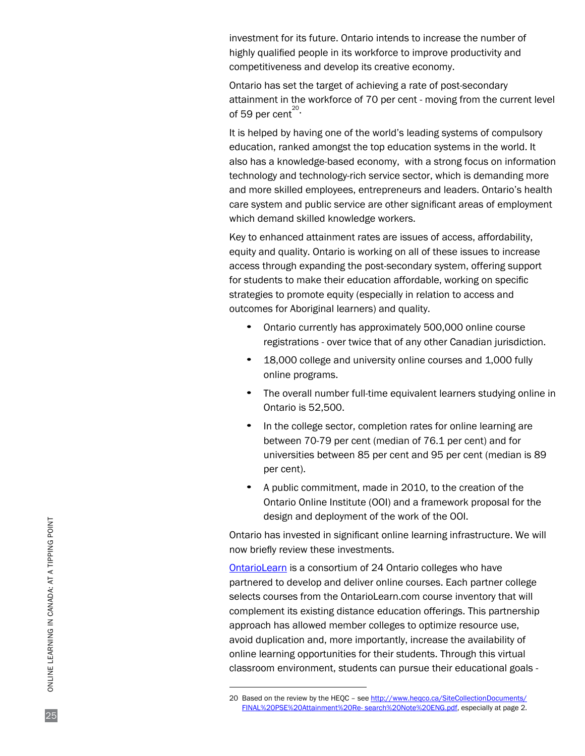investment for its future. Ontario intends to increase the number of highly qualified people in its workforce to improve productivity and competitiveness and develop its creative economy.

Ontario has set the target of achieving a rate of post-secondary attainment in the workforce of 70 per cent - moving from the current level of 59 per cent[20].

It is helped by having one of the world's leading systems of compulsory education, ranked amongst the top education systems in the world. It also has a knowledge-based economy, with a strong focus on information technology and technology-rich service sector, which is demanding more and more skilled employees, entrepreneurs and leaders. Ontario's health care system and public service are other significant areas of employment which demand skilled knowledge workers.

Key to enhanced attainment rates are issues of access, affordability, equity and quality. Ontario is working on all of these issues to increase access through expanding the post-secondary system, offering support for students to make their education affordable, working on specific strategies to promote equity (especially in relation to access and outcomes for Aboriginal learners) and quality.

- Ontario currently has approximately 500,000 online course registrations - over twice that of any other Canadian jurisdiction.
- 18,000 college and university online courses and 1,000 fully online programs.
- The overall number full-time equivalent learners studying online in Ontario is 52,500.
- In the college sector, completion rates for online learning are between 70-79 per cent (median of 76.1 per cent) and for universities between 85 per cent and 95 per cent (median is 89 per cent).
- A public commitment, made in 2010, to the creation of the Ontario Online Institute (OOI) and a framework proposal for the design and deployment of the work of the OOI.

Ontario has invested in significant online learning infrastructure. We will now briefly review these investments.

[OntarioLearn](OntarioLearn) is a consortium of 24 Ontario colleges who have partnered to develop and deliver online courses. Each partner college selects courses from the OntarioLearn.com course inventory that will complement its existing distance education offerings. This partnership approach has allowed member colleges to optimize resource use, avoid duplication and, more importantly, increase the availability of online learning opportunities for their students. Through this virtual classroom environment, students can pursue their educational goals -

---

20 Based on the review by the HEQC – see http://www.heqco.ca/SiteCollectionDocuments/FINAL%20PSE%20Attainment%20Re- search%20Note%20ENG.pdf, especially at page 2.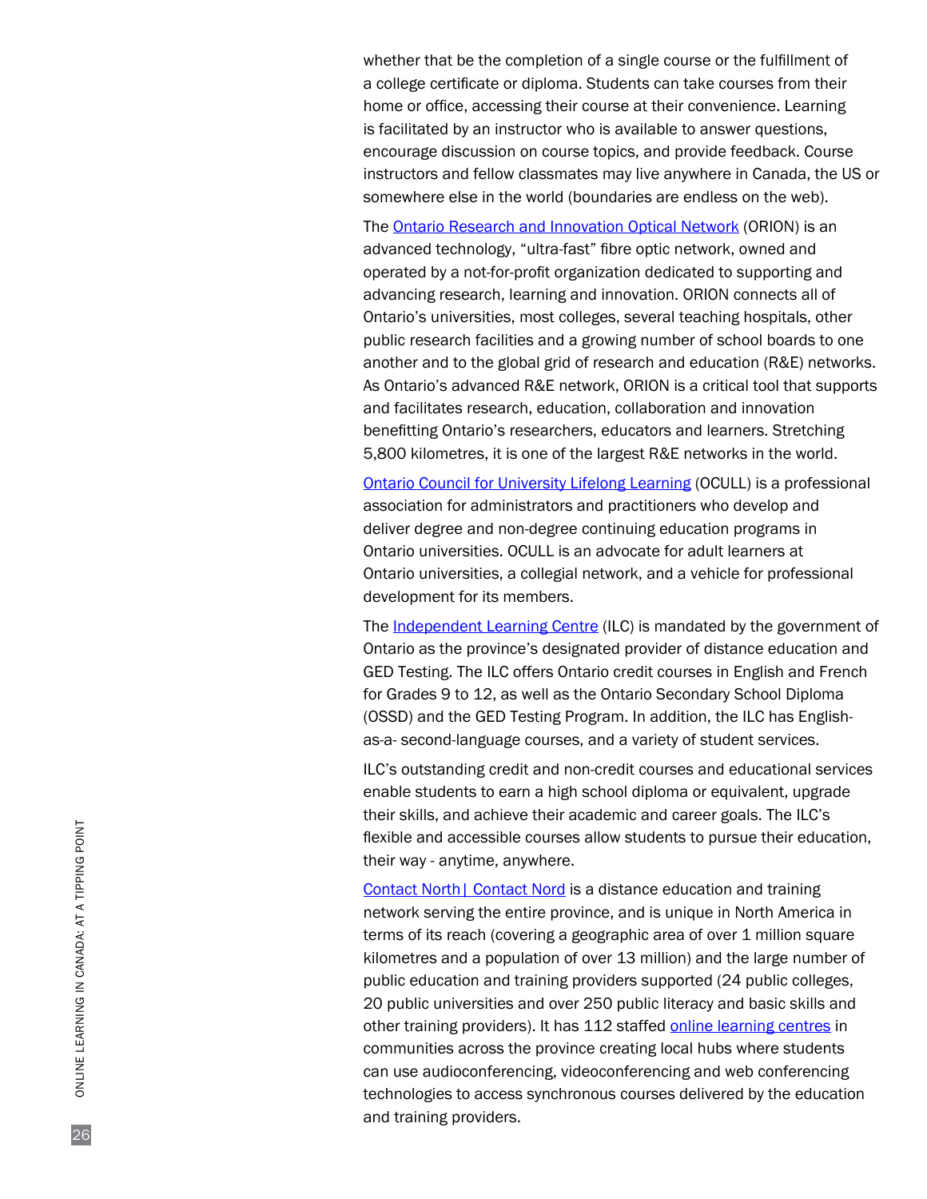whether that be the completion of a single course or the fulfillment of a college certificate or diploma. Students can take courses from their home or office, accessing their course at their convenience. Learning is facilitated by an instructor who is available to answer questions, encourage discussion on course topics, and provide feedback. Course instructors and fellow classmates may live anywhere in Canada, the US or somewhere else in the world (boundaries are endless on the web).

The Ontario Research and Innovation Optical Network (ORION) is an advanced technology, "ultra-fast" fibre optic network, owned and operated by a not-for-profit organization dedicated to supporting and advancing research, learning and innovation. ORION connects all of Ontario's universities, most colleges, several teaching hospitals, other public research facilities and a growing number of school boards to one another and to the global grid of research and education (R&E) networks. As Ontario's advanced R&E network, ORION is a critical tool that supports and facilitates research, education, collaboration and innovation benefitting Ontario's researchers, educators and learners. Stretching 5,800 kilometres, it is one of the largest R&E networks in the world.

Ontario Council for University Lifelong Learning (OCULL) is a professional association for administrators and practitioners who develop and deliver degree and non-degree continuing education programs in Ontario universities. OCULL is an advocate for adult learners at Ontario universities, a collegial network, and a vehicle for professional development for its members.

The Independent Learning Centre (ILC) is mandated by the government of Ontario as the province's designated provider of distance education and GED Testing. The ILC offers Ontario credit courses in English and French for Grades 9 to 12, as well as the Ontario Secondary School Diploma (OSSD) and the GED Testing Program. In addition, the ILC has English-as-a- second-language courses, and a variety of student services.

ILC's outstanding credit and non-credit courses and educational services enable students to earn a high school diploma or equivalent, upgrade their skills, and achieve their academic and career goals. The ILC's flexible and accessible courses allow students to pursue their education, their way - anytime, anywhere.

Contact North | Contact Nord is a distance education and training network serving the entire province, and is unique in North America in terms of its reach (covering a geographic area of over 1 million square kilometres and a population of over 13 million) and the large number of public education and training providers supported (24 public colleges, 20 public universities and over 250 public literacy and basic skills and other training providers). It has 112 staffed online learning centres in communities across the province creating local hubs where students can use audioconferencing, videoconferencing and web conferencing technologies to access synchronous courses delivered by the education and training providers.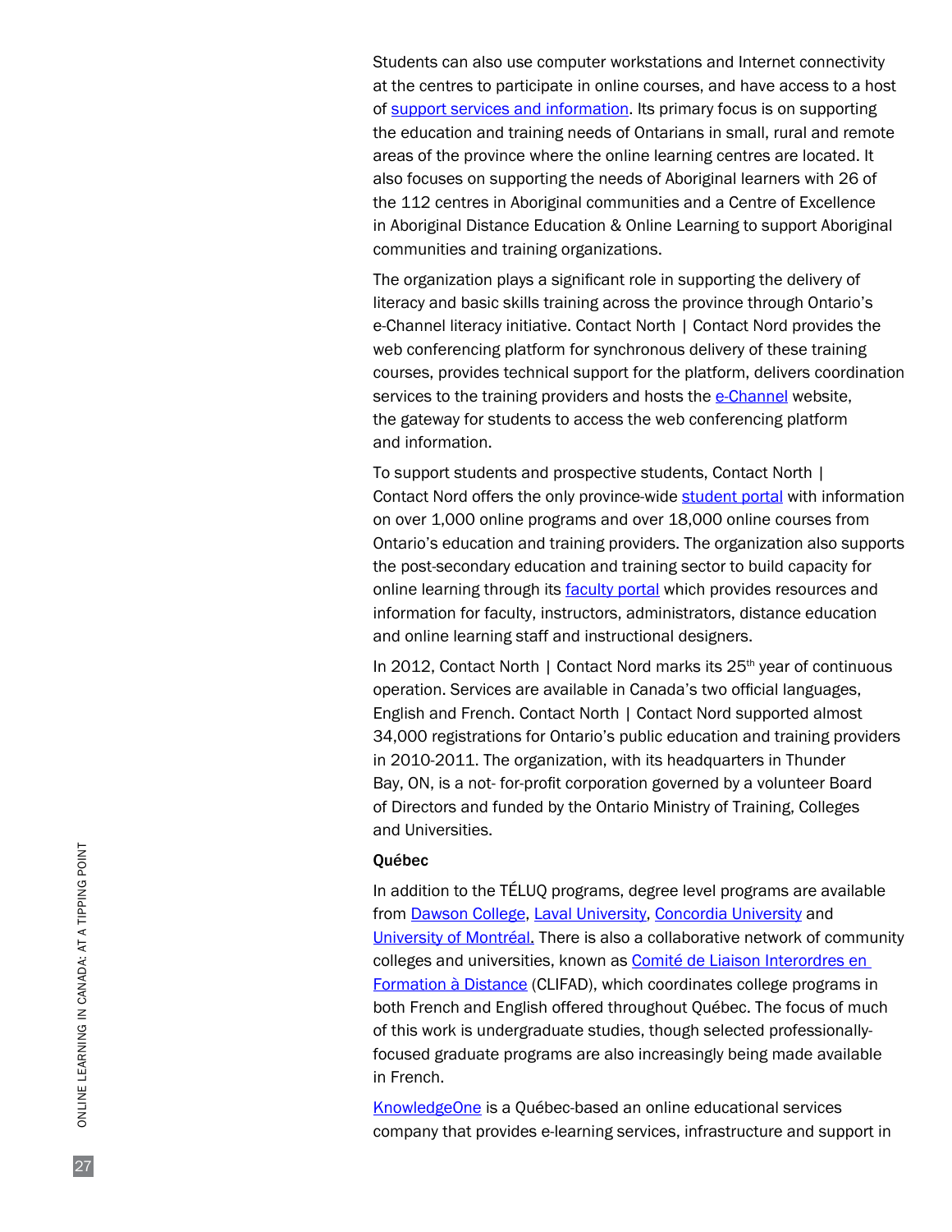Students can also use computer workstations and Internet connectivity at the centres to participate in online courses, and have access to a host of [support services and information](). Its primary focus is on supporting the education and training needs of Ontarians in small, rural and remote areas of the province where the online learning centres are located. It also focuses on supporting the needs of Aboriginal learners with 26 of the 112 centres in Aboriginal communities and a Centre of Excellence in Aboriginal Distance Education & Online Learning to support Aboriginal communities and training organizations.

The organization plays a significant role in supporting the delivery of literacy and basic skills training across the province through Ontario's e-Channel literacy initiative. Contact North | Contact Nord provides the web conferencing platform for synchronous delivery of these training courses, provides technical support for the platform, delivers coordination services to the training providers and hosts the [e-Channel]() website, the gateway for students to access the web conferencing platform and information.

To support students and prospective students, Contact North | Contact Nord offers the only province-wide [student portal]() with information on over 1,000 online programs and over 18,000 online courses from Ontario's education and training providers. The organization also supports the post-secondary education and training sector to build capacity for online learning through its [faculty portal]() which provides resources and information for faculty, instructors, administrators, distance education and online learning staff and instructional designers.

In 2012, Contact North | Contact Nord marks its 25th year of continuous operation. Services are available in Canada's two official languages, English and French. Contact North | Contact Nord supported almost 34,000 registrations for Ontario's public education and training providers in 2010-2011. The organization, with its headquarters in Thunder Bay, ON, is a not- for-profit corporation governed by a volunteer Board of Directors and funded by the Ontario Ministry of Training, Colleges and Universities.

**Québec**

In addition to the TÉLUQ programs, degree level programs are available from [Dawson College](), [Laval University](), [Concordia University]() and [University of Montréal](). There is also a collaborative network of community colleges and universities, known as [Comité de Liaison Interordres en Formation à Distance]() (CLIFAD), which coordinates college programs in both French and English offered throughout Québec. The focus of much of this work is undergraduate studies, though selected professionally-focused graduate programs are also increasingly being made available in French.

[KnowledgeOne]() is a Québec-based an online educational services company that provides e-learning services, infrastructure and support in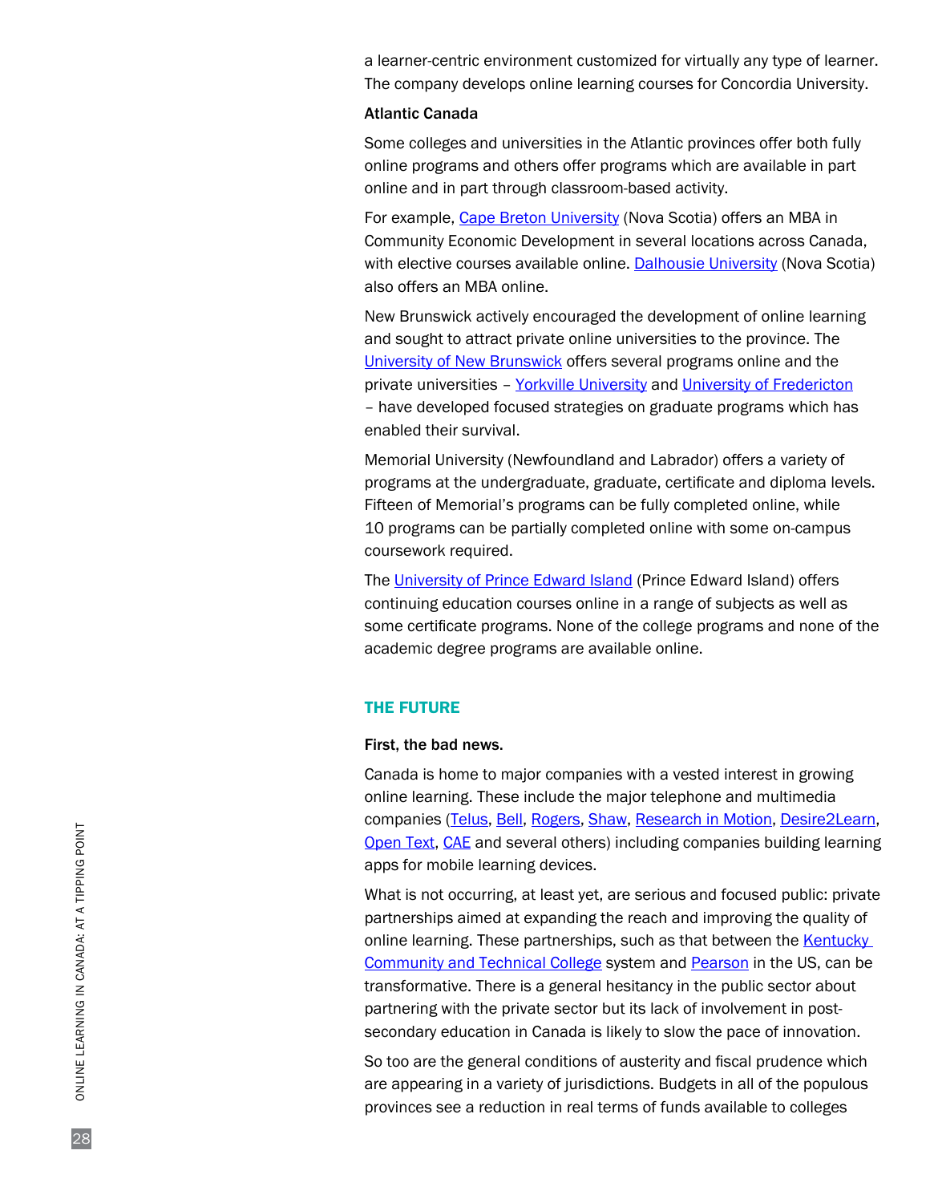a learner-centric environment customized for virtually any type of learner. The company develops online learning courses for Concordia University.

**Atlantic Canada**

Some colleges and universities in the Atlantic provinces offer both fully online programs and others offer programs which are available in part online and in part through classroom-based activity.

For example, Cape Breton University (Nova Scotia) offers an MBA in Community Economic Development in several locations across Canada, with elective courses available online. Dalhousie University (Nova Scotia) also offers an MBA online.

New Brunswick actively encouraged the development of online learning and sought to attract private online universities to the province. The University of New Brunswick offers several programs online and the private universities – Yorkville University and University of Fredericton – have developed focused strategies on graduate programs which has enabled their survival.

Memorial University (Newfoundland and Labrador) offers a variety of programs at the undergraduate, graduate, certificate and diploma levels. Fifteen of Memorial's programs can be fully completed online, while 10 programs can be partially completed online with some on-campus coursework required.

The University of Prince Edward Island (Prince Edward Island) offers continuing education courses online in a range of subjects as well as some certificate programs. None of the college programs and none of the academic degree programs are available online.

## THE FUTURE

**First, the bad news.**

Canada is home to major companies with a vested interest in growing online learning. These include the major telephone and multimedia companies (Telus, Bell, Rogers, Shaw, Research in Motion, Desire2Learn, Open Text, CAE and several others) including companies building learning apps for mobile learning devices.

What is not occurring, at least yet, are serious and focused public: private partnerships aimed at expanding the reach and improving the quality of online learning. These partnerships, such as that between the Kentucky Community and Technical College system and Pearson in the US, can be transformative. There is a general hesitancy in the public sector about partnering with the private sector but its lack of involvement in post-secondary education in Canada is likely to slow the pace of innovation.

So too are the general conditions of austerity and fiscal prudence which are appearing in a variety of jurisdictions. Budgets in all of the populous provinces see a reduction in real terms of funds available to colleges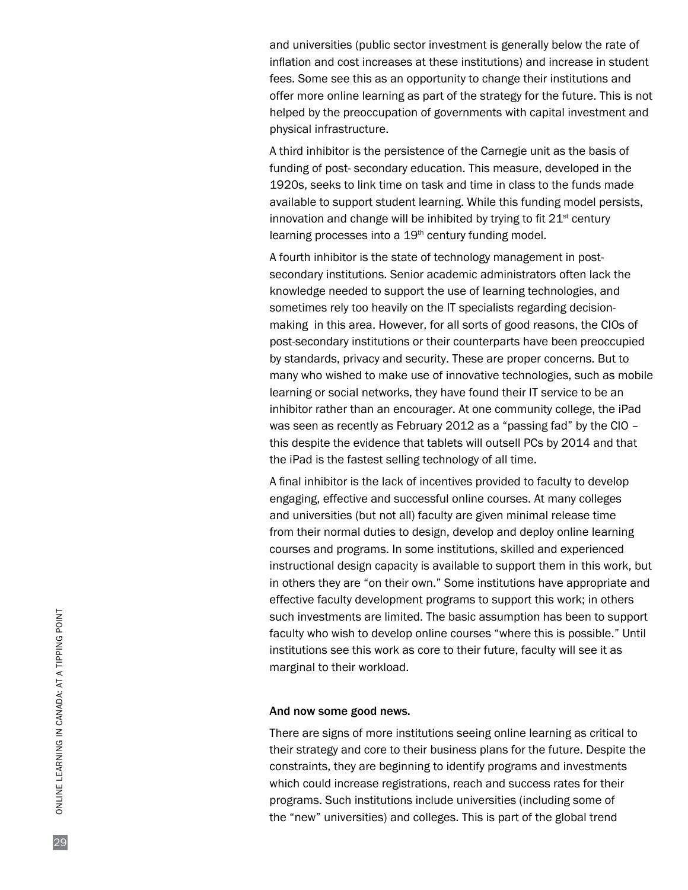and universities (public sector investment is generally below the rate of inflation and cost increases at these institutions) and increase in student fees. Some see this as an opportunity to change their institutions and offer more online learning as part of the strategy for the future. This is not helped by the preoccupation of governments with capital investment and physical infrastructure.

A third inhibitor is the persistence of the Carnegie unit as the basis of funding of post- secondary education. This measure, developed in the 1920s, seeks to link time on task and time in class to the funds made available to support student learning. While this funding model persists, innovation and change will be inhibited by trying to fit 21st century learning processes into a 19th century funding model.

A fourth inhibitor is the state of technology management in post-secondary institutions. Senior academic administrators often lack the knowledge needed to support the use of learning technologies, and sometimes rely too heavily on the IT specialists regarding decision-making in this area. However, for all sorts of good reasons, the CIOs of post-secondary institutions or their counterparts have been preoccupied by standards, privacy and security. These are proper concerns. But to many who wished to make use of innovative technologies, such as mobile learning or social networks, they have found their IT service to be an inhibitor rather than an encourager. At one community college, the iPad was seen as recently as February 2012 as a "passing fad" by the CIO – this despite the evidence that tablets will outsell PCs by 2014 and that the iPad is the fastest selling technology of all time.

A final inhibitor is the lack of incentives provided to faculty to develop engaging, effective and successful online courses. At many colleges and universities (but not all) faculty are given minimal release time from their normal duties to design, develop and deploy online learning courses and programs. In some institutions, skilled and experienced instructional design capacity is available to support them in this work, but in others they are "on their own." Some institutions have appropriate and effective faculty development programs to support this work; in others such investments are limited. The basic assumption has been to support faculty who wish to develop online courses "where this is possible." Until institutions see this work as core to their future, faculty will see it as marginal to their workload.

**And now some good news.**

There are signs of more institutions seeing online learning as critical to their strategy and core to their business plans for the future. Despite the constraints, they are beginning to identify programs and investments which could increase registrations, reach and success rates for their programs. Such institutions include universities (including some of the "new" universities) and colleges. This is part of the global trend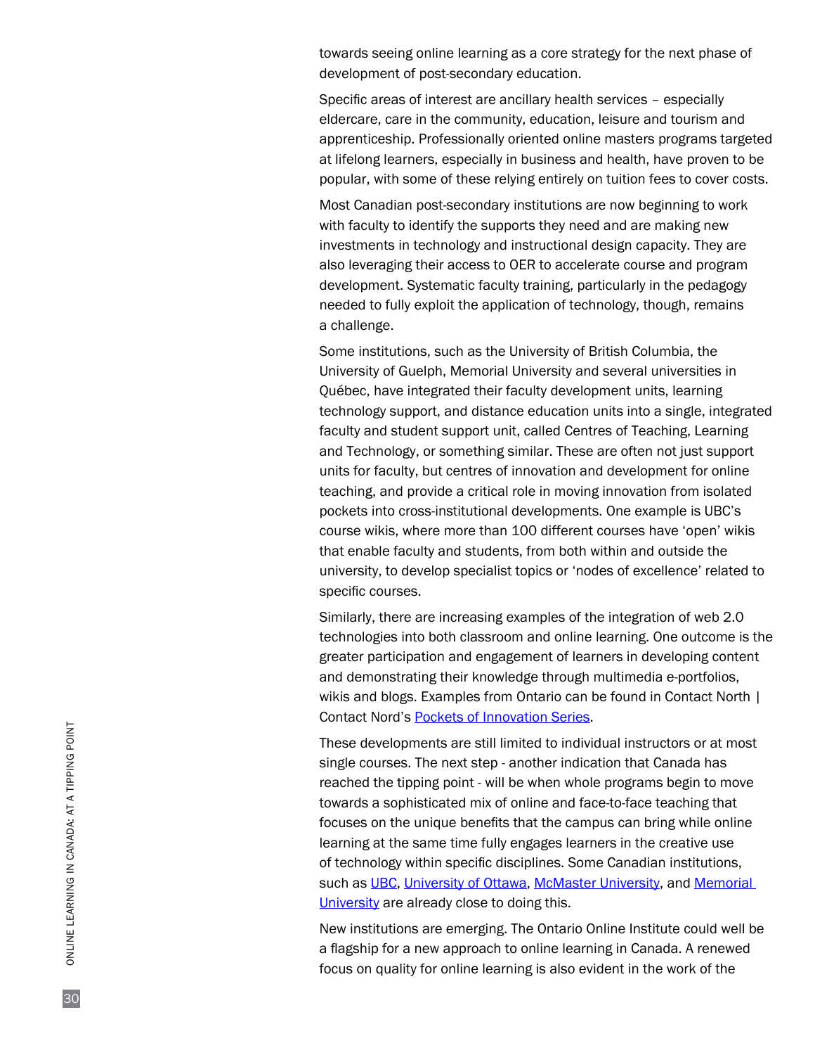towards seeing online learning as a core strategy for the next phase of development of post-secondary education.

Specific areas of interest are ancillary health services – especially eldercare, care in the community, education, leisure and tourism and apprenticeship. Professionally oriented online masters programs targeted at lifelong learners, especially in business and health, have proven to be popular, with some of these relying entirely on tuition fees to cover costs.

Most Canadian post-secondary institutions are now beginning to work with faculty to identify the supports they need and are making new investments in technology and instructional design capacity. They are also leveraging their access to OER to accelerate course and program development. Systematic faculty training, particularly in the pedagogy needed to fully exploit the application of technology, though, remains a challenge.

Some institutions, such as the University of British Columbia, the University of Guelph, Memorial University and several universities in Québec, have integrated their faculty development units, learning technology support, and distance education units into a single, integrated faculty and student support unit, called Centres of Teaching, Learning and Technology, or something similar. These are often not just support units for faculty, but centres of innovation and development for online teaching, and provide a critical role in moving innovation from isolated pockets into cross-institutional developments. One example is UBC's course wikis, where more than 100 different courses have 'open' wikis that enable faculty and students, from both within and outside the university, to develop specialist topics or 'nodes of excellence' related to specific courses.

Similarly, there are increasing examples of the integration of web 2.0 technologies into both classroom and online learning. One outcome is the greater participation and engagement of learners in developing content and demonstrating their knowledge through multimedia e-portfolios, wikis and blogs. Examples from Ontario can be found in Contact North | Contact Nord's Pockets of Innovation Series.

These developments are still limited to individual instructors or at most single courses. The next step - another indication that Canada has reached the tipping point - will be when whole programs begin to move towards a sophisticated mix of online and face-to-face teaching that focuses on the unique benefits that the campus can bring while online learning at the same time fully engages learners in the creative use of technology within specific disciplines. Some Canadian institutions, such as UBC, University of Ottawa, McMaster University, and Memorial University are already close to doing this.

New institutions are emerging. The Ontario Online Institute could well be a flagship for a new approach to online learning in Canada. A renewed focus on quality for online learning is also evident in the work of the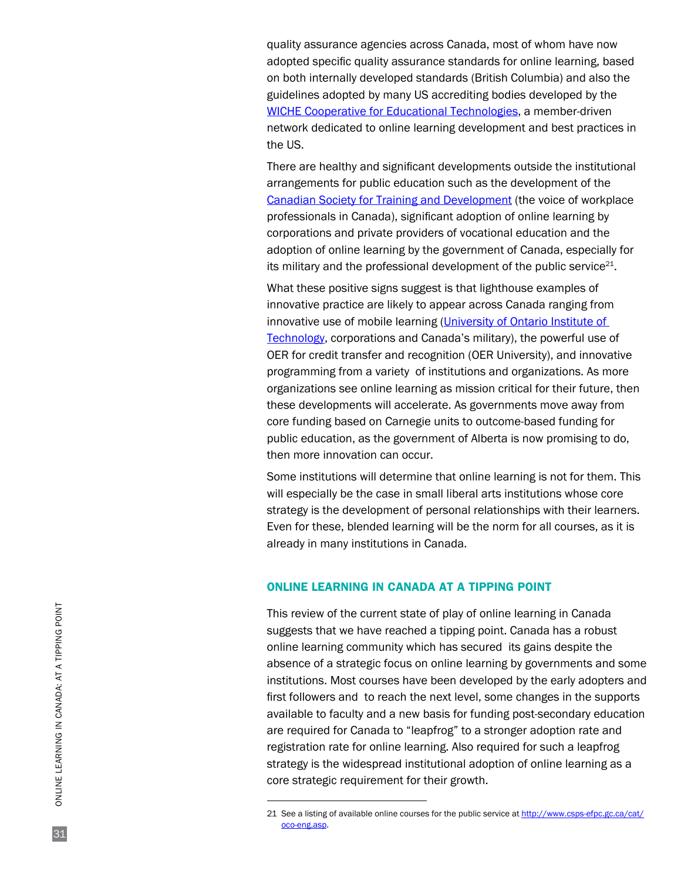quality assurance agencies across Canada, most of whom have now adopted specific quality assurance standards for online learning, based on both internally developed standards (British Columbia) and also the guidelines adopted by many US accrediting bodies developed by the WICHE Cooperative for Educational Technologies, a member-driven network dedicated to online learning development and best practices in the US.

There are healthy and significant developments outside the institutional arrangements for public education such as the development of the Canadian Society for Training and Development (the voice of workplace professionals in Canada), significant adoption of online learning by corporations and private providers of vocational education and the adoption of online learning by the government of Canada, especially for its military and the professional development of the public service[21].

What these positive signs suggest is that lighthouse examples of innovative practice are likely to appear across Canada ranging from innovative use of mobile learning (University of Ontario Institute of Technology, corporations and Canada's military), the powerful use of OER for credit transfer and recognition (OER University), and innovative programming from a variety of institutions and organizations. As more organizations see online learning as mission critical for their future, then these developments will accelerate. As governments move away from core funding based on Carnegie units to outcome-based funding for public education, as the government of Alberta is now promising to do, then more innovation can occur.

Some institutions will determine that online learning is not for them. This will especially be the case in small liberal arts institutions whose core strategy is the development of personal relationships with their learners. Even for these, blended learning will be the norm for all courses, as it is already in many institutions in Canada.

## ONLINE LEARNING IN CANADA AT A TIPPING POINT

This review of the current state of play of online learning in Canada suggests that we have reached a tipping point. Canada has a robust online learning community which has secured its gains despite the absence of a strategic focus on online learning by governments and some institutions. Most courses have been developed by the early adopters and first followers and to reach the next level, some changes in the supports available to faculty and a new basis for funding post-secondary education are required for Canada to "leapfrog" to a stronger adoption rate and registration rate for online learning. Also required for such a leapfrog strategy is the widespread institutional adoption of online learning as a core strategic requirement for their growth.

---

21 See a listing of available online courses for the public service at http://www.csps-efpc.gc.ca/cat/oco-eng.asp.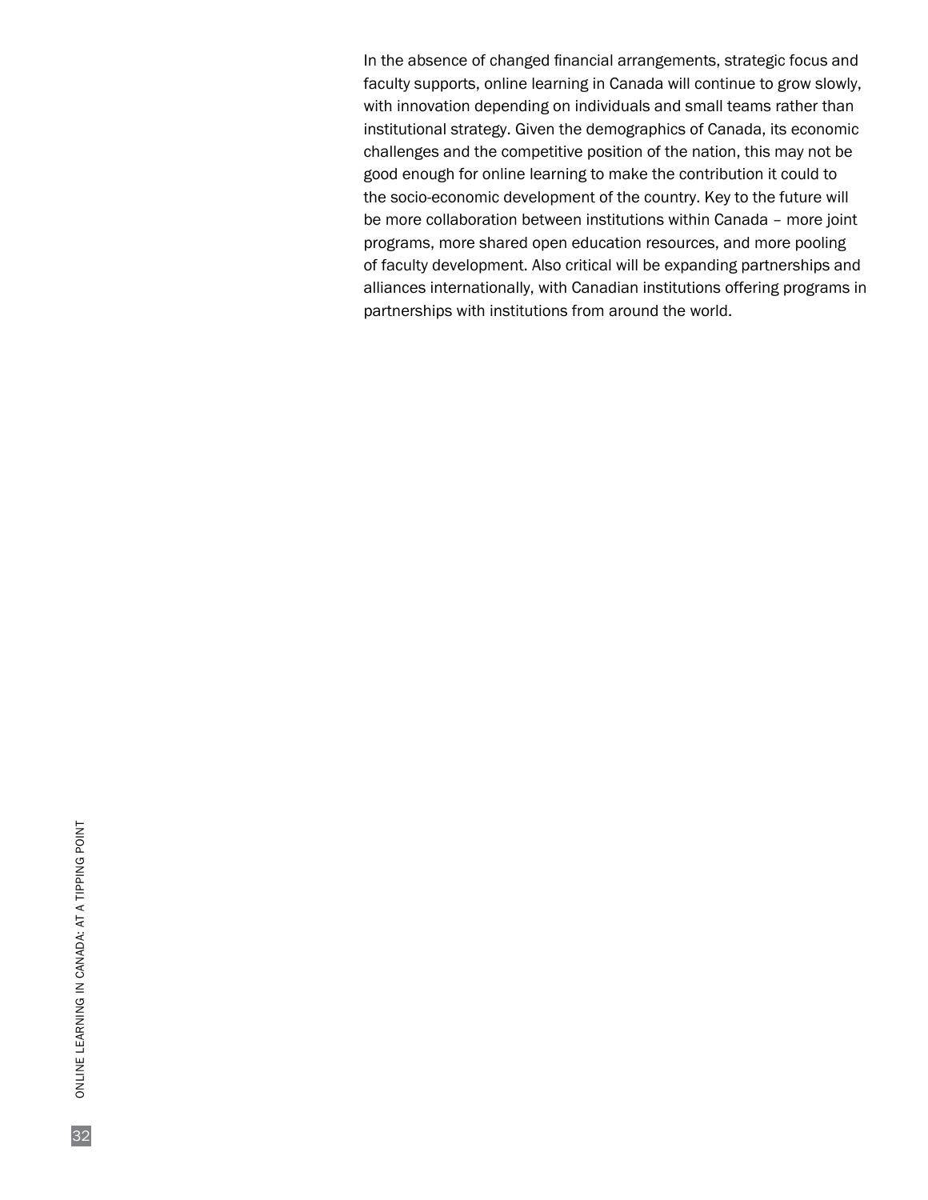In the absence of changed financial arrangements, strategic focus and faculty supports, online learning in Canada will continue to grow slowly, with innovation depending on individuals and small teams rather than institutional strategy. Given the demographics of Canada, its economic challenges and the competitive position of the nation, this may not be good enough for online learning to make the contribution it could to the socio-economic development of the country. Key to the future will be more collaboration between institutions within Canada – more joint programs, more shared open education resources, and more pooling of faculty development. Also critical will be expanding partnerships and alliances internationally, with Canadian institutions offering programs in partnerships with institutions from around the world.